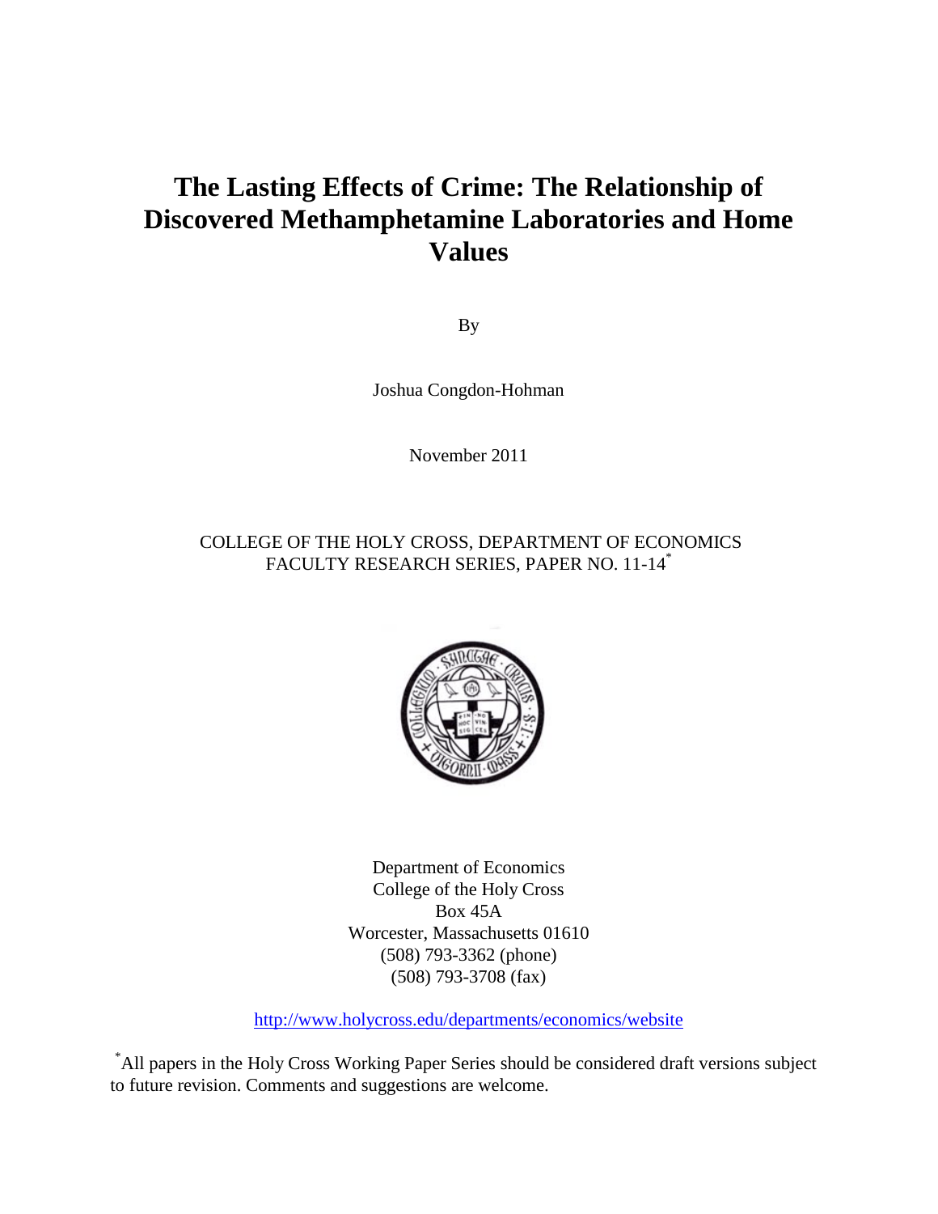# The Lasting Effects of Crime: The Relationship of Discovered Methamphetamine Laboratories and Home Values

By

Joshua Congdon-Hohman

November 2011

COLLEGE OF THE HOLY CROSS, DEPARTMENT OF ECONOMICS
FACULTY RESEARCH SERIES, PAPER NO. 11-14*

Department of Economics
College of the Holy Cross
Box 45A
Worcester, Massachusetts 01610
(508) 793-3362 (phone)
(508) 793-3708 (fax)

http://www.holycross.edu/departments/economics/website

*All papers in the Holy Cross Working Paper Series should be considered draft versions subject to future revision. Comments and suggestions are welcome.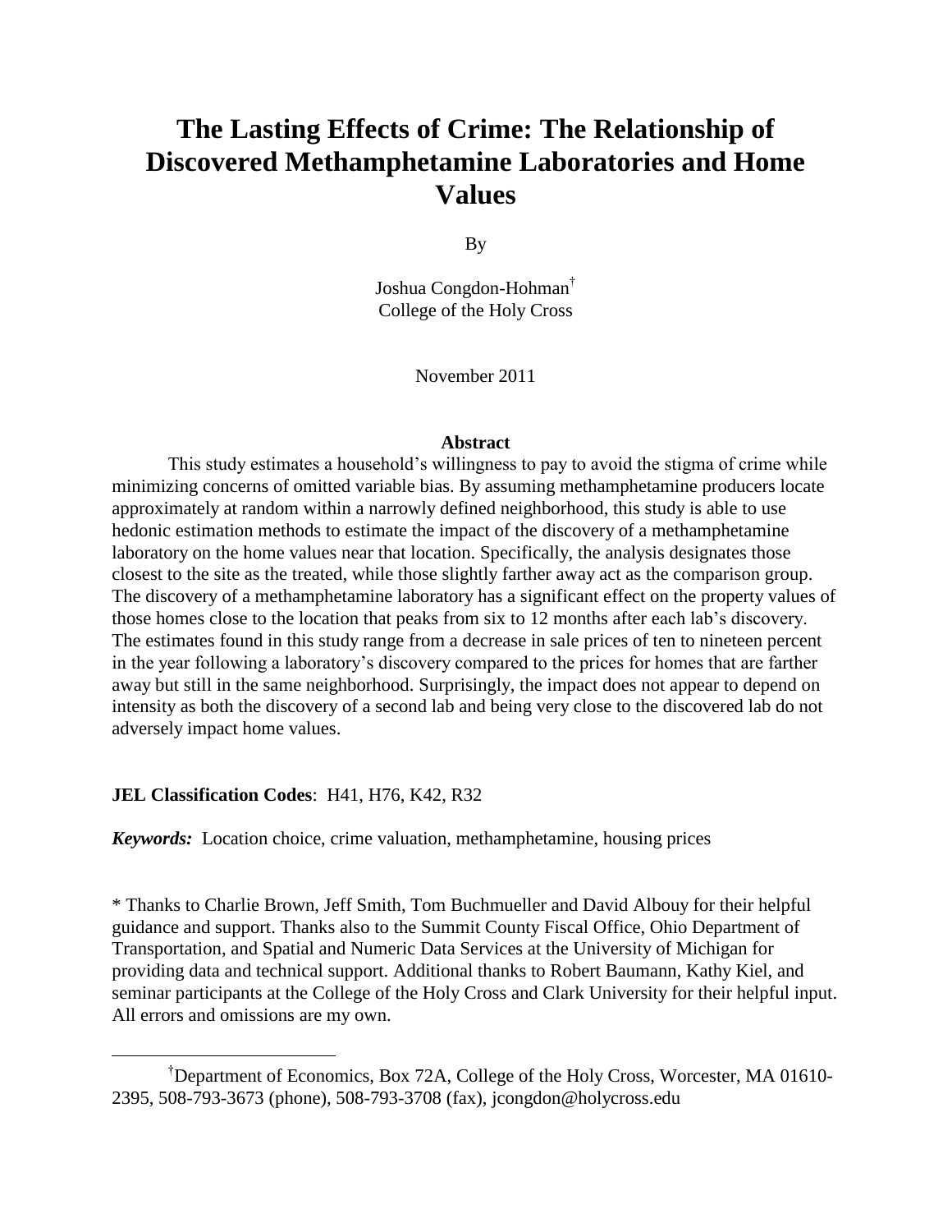# The Lasting Effects of Crime: The Relationship of Discovered Methamphetamine Laboratories and Home Values

By

Joshua Congdon-Hohman[†]
College of the Holy Cross

November 2011

**Abstract**

This study estimates a household's willingness to pay to avoid the stigma of crime while minimizing concerns of omitted variable bias. By assuming methamphetamine producers locate approximately at random within a narrowly defined neighborhood, this study is able to use hedonic estimation methods to estimate the impact of the discovery of a methamphetamine laboratory on the home values near that location. Specifically, the analysis designates those closest to the site as the treated, while those slightly farther away act as the comparison group. The discovery of a methamphetamine laboratory has a significant effect on the property values of those homes close to the location that peaks from six to 12 months after each lab's discovery. The estimates found in this study range from a decrease in sale prices of ten to nineteen percent in the year following a laboratory's discovery compared to the prices for homes that are farther away but still in the same neighborhood. Surprisingly, the impact does not appear to depend on intensity as both the discovery of a second lab and being very close to the discovered lab do not adversely impact home values.

**JEL Classification Codes**: H41, H76, K42, R32

***Keywords:*** Location choice, crime valuation, methamphetamine, housing prices

* Thanks to Charlie Brown, Jeff Smith, Tom Buchmueller and David Albouy for their helpful guidance and support. Thanks also to the Summit County Fiscal Office, Ohio Department of Transportation, and Spatial and Numeric Data Services at the University of Michigan for providing data and technical support. Additional thanks to Robert Baumann, Kathy Kiel, and seminar participants at the College of the Holy Cross and Clark University for their helpful input. All errors and omissions are my own.

[†]Department of Economics, Box 72A, College of the Holy Cross, Worcester, MA 01610-2395, 508-793-3673 (phone), 508-793-3708 (fax), jcongdon@holycross.edu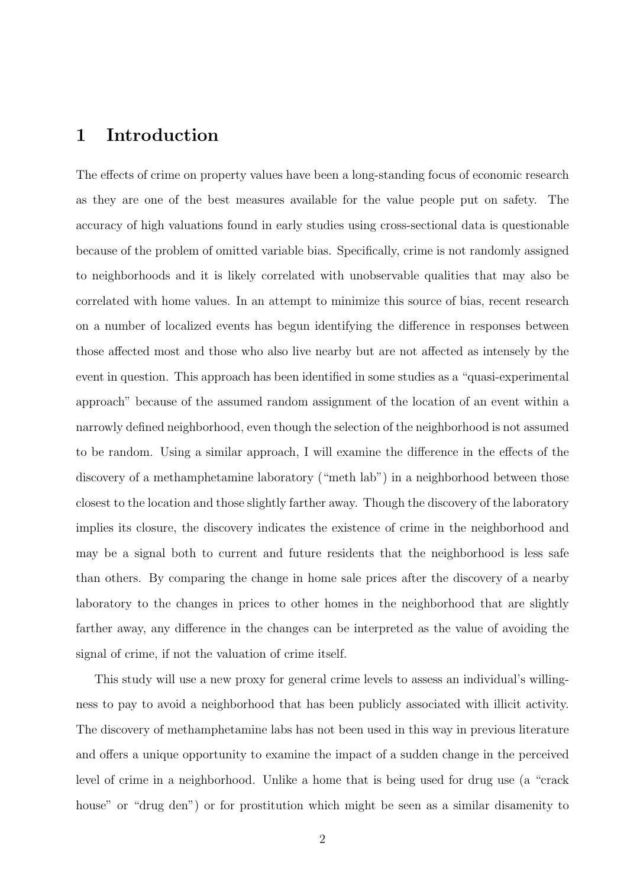# 1 Introduction

The effects of crime on property values have been a long-standing focus of economic research as they are one of the best measures available for the value people put on safety. The accuracy of high valuations found in early studies using cross-sectional data is questionable because of the problem of omitted variable bias. Specifically, crime is not randomly assigned to neighborhoods and it is likely correlated with unobservable qualities that may also be correlated with home values. In an attempt to minimize this source of bias, recent research on a number of localized events has begun identifying the difference in responses between those affected most and those who also live nearby but are not affected as intensely by the event in question. This approach has been identified in some studies as a "quasi-experimental approach" because of the assumed random assignment of the location of an event within a narrowly defined neighborhood, even though the selection of the neighborhood is not assumed to be random. Using a similar approach, I will examine the difference in the effects of the discovery of a methamphetamine laboratory ("meth lab") in a neighborhood between those closest to the location and those slightly farther away. Though the discovery of the laboratory implies its closure, the discovery indicates the existence of crime in the neighborhood and may be a signal both to current and future residents that the neighborhood is less safe than others. By comparing the change in home sale prices after the discovery of a nearby laboratory to the changes in prices to other homes in the neighborhood that are slightly farther away, any difference in the changes can be interpreted as the value of avoiding the signal of crime, if not the valuation of crime itself.

This study will use a new proxy for general crime levels to assess an individual's willingness to pay to avoid a neighborhood that has been publicly associated with illicit activity. The discovery of methamphetamine labs has not been used in this way in previous literature and offers a unique opportunity to examine the impact of a sudden change in the perceived level of crime in a neighborhood. Unlike a home that is being used for drug use (a "crack house" or "drug den") or for prostitution which might be seen as a similar disamenity to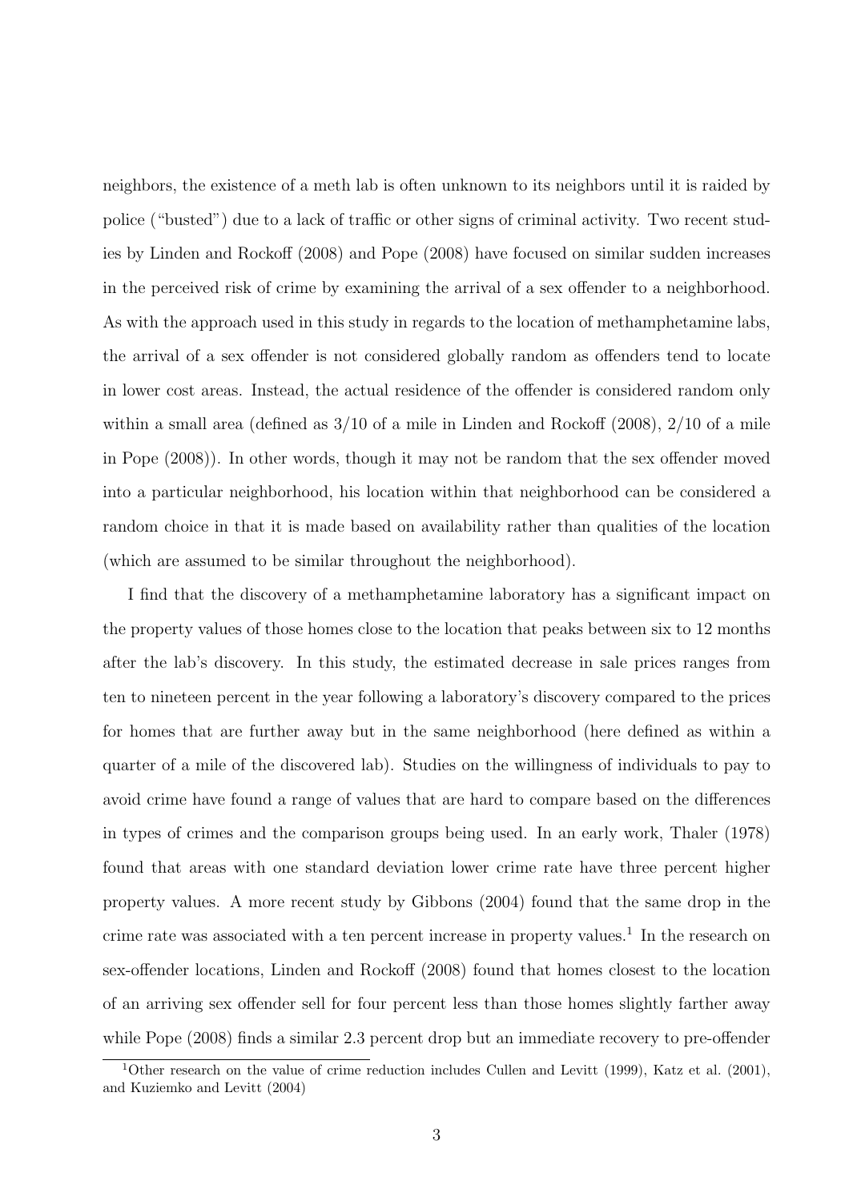neighbors, the existence of a meth lab is often unknown to its neighbors until it is raided by police ("busted") due to a lack of traffic or other signs of criminal activity. Two recent studies by Linden and Rockoff (2008) and Pope (2008) have focused on similar sudden increases in the perceived risk of crime by examining the arrival of a sex offender to a neighborhood. As with the approach used in this study in regards to the location of methamphetamine labs, the arrival of a sex offender is not considered globally random as offenders tend to locate in lower cost areas. Instead, the actual residence of the offender is considered random only within a small area (defined as 3/10 of a mile in Linden and Rockoff (2008), 2/10 of a mile in Pope (2008)). In other words, though it may not be random that the sex offender moved into a particular neighborhood, his location within that neighborhood can be considered a random choice in that it is made based on availability rather than qualities of the location (which are assumed to be similar throughout the neighborhood).

I find that the discovery of a methamphetamine laboratory has a significant impact on the property values of those homes close to the location that peaks between six to 12 months after the lab's discovery. In this study, the estimated decrease in sale prices ranges from ten to nineteen percent in the year following a laboratory's discovery compared to the prices for homes that are further away but in the same neighborhood (here defined as within a quarter of a mile of the discovered lab). Studies on the willingness of individuals to pay to avoid crime have found a range of values that are hard to compare based on the differences in types of crimes and the comparison groups being used. In an early work, Thaler (1978) found that areas with one standard deviation lower crime rate have three percent higher property values. A more recent study by Gibbons (2004) found that the same drop in the crime rate was associated with a ten percent increase in property values.[1] In the research on sex-offender locations, Linden and Rockoff (2008) found that homes closest to the location of an arriving sex offender sell for four percent less than those homes slightly farther away while Pope (2008) finds a similar 2.3 percent drop but an immediate recovery to pre-offender

[1] Other research on the value of crime reduction includes Cullen and Levitt (1999), Katz et al. (2001), and Kuziemko and Levitt (2004)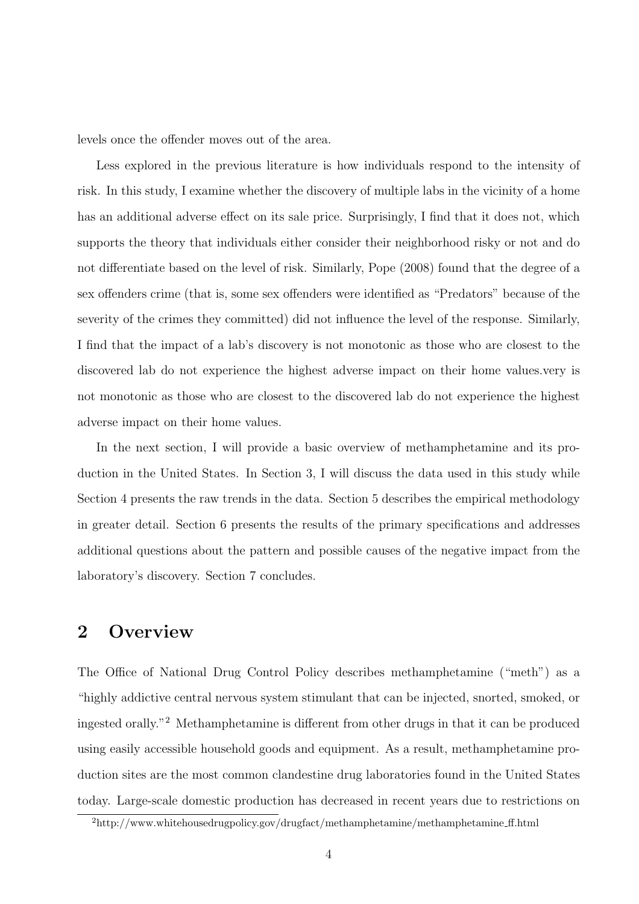levels once the offender moves out of the area.

Less explored in the previous literature is how individuals respond to the intensity of risk. In this study, I examine whether the discovery of multiple labs in the vicinity of a home has an additional adverse effect on its sale price. Surprisingly, I find that it does not, which supports the theory that individuals either consider their neighborhood risky or not and do not differentiate based on the level of risk. Similarly, Pope (2008) found that the degree of a sex offenders crime (that is, some sex offenders were identified as "Predators" because of the severity of the crimes they committed) did not influence the level of the response. Similarly, I find that the impact of a lab's discovery is not monotonic as those who are closest to the discovered lab do not experience the highest adverse impact on their home values.very is not monotonic as those who are closest to the discovered lab do not experience the highest adverse impact on their home values.

In the next section, I will provide a basic overview of methamphetamine and its production in the United States. In Section 3, I will discuss the data used in this study while Section 4 presents the raw trends in the data. Section 5 describes the empirical methodology in greater detail. Section 6 presents the results of the primary specifications and addresses additional questions about the pattern and possible causes of the negative impact from the laboratory's discovery. Section 7 concludes.

## 2 Overview

The Office of National Drug Control Policy describes methamphetamine ("meth") as a "highly addictive central nervous system stimulant that can be injected, snorted, smoked, or ingested orally."[2] Methamphetamine is different from other drugs in that it can be produced using easily accessible household goods and equipment. As a result, methamphetamine production sites are the most common clandestine drug laboratories found in the United States today. Large-scale domestic production has decreased in recent years due to restrictions on

[2] http://www.whitehousedrugpolicy.gov/drugfact/methamphetamine/methamphetamine_ff.html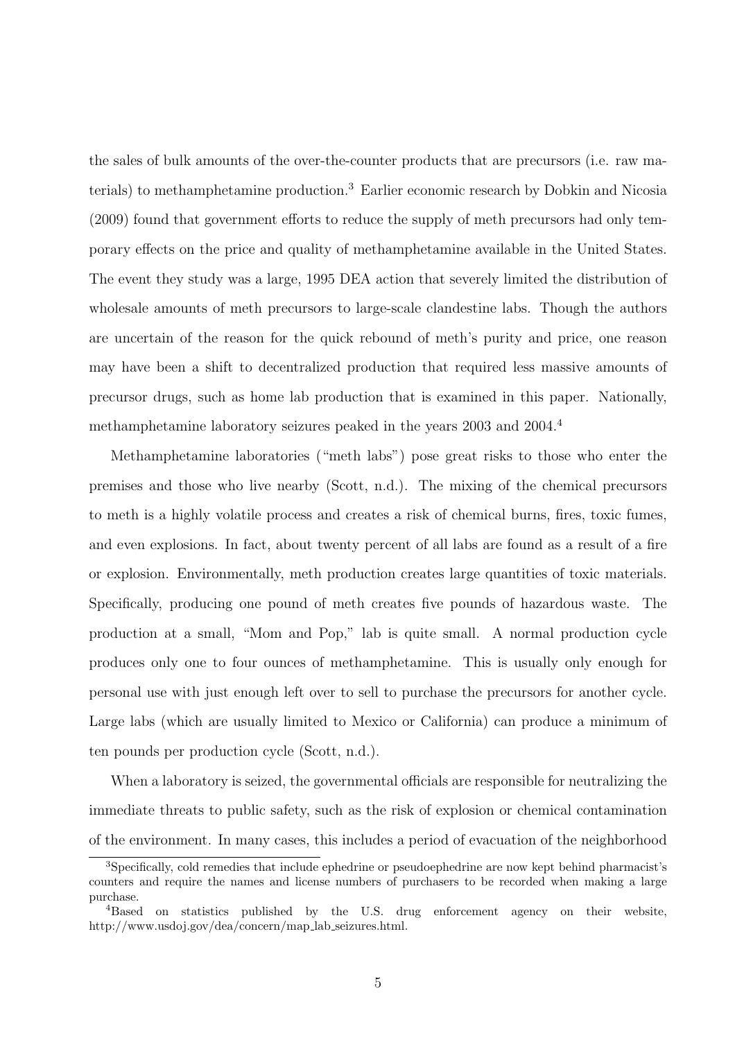the sales of bulk amounts of the over-the-counter products that are precursors (i.e. raw materials) to methamphetamine production.[3] Earlier economic research by Dobkin and Nicosia (2009) found that government efforts to reduce the supply of meth precursors had only temporary effects on the price and quality of methamphetamine available in the United States. The event they study was a large, 1995 DEA action that severely limited the distribution of wholesale amounts of meth precursors to large-scale clandestine labs. Though the authors are uncertain of the reason for the quick rebound of meth's purity and price, one reason may have been a shift to decentralized production that required less massive amounts of precursor drugs, such as home lab production that is examined in this paper. Nationally, methamphetamine laboratory seizures peaked in the years 2003 and 2004.[4]

Methamphetamine laboratories ("meth labs") pose great risks to those who enter the premises and those who live nearby (Scott, n.d.). The mixing of the chemical precursors to meth is a highly volatile process and creates a risk of chemical burns, fires, toxic fumes, and even explosions. In fact, about twenty percent of all labs are found as a result of a fire or explosion. Environmentally, meth production creates large quantities of toxic materials. Specifically, producing one pound of meth creates five pounds of hazardous waste. The production at a small, "Mom and Pop," lab is quite small. A normal production cycle produces only one to four ounces of methamphetamine. This is usually only enough for personal use with just enough left over to sell to purchase the precursors for another cycle. Large labs (which are usually limited to Mexico or California) can produce a minimum of ten pounds per production cycle (Scott, n.d.).

When a laboratory is seized, the governmental officials are responsible for neutralizing the immediate threats to public safety, such as the risk of explosion or chemical contamination of the environment. In many cases, this includes a period of evacuation of the neighborhood

[3] Specifically, cold remedies that include ephedrine or pseudoephedrine are now kept behind pharmacist's counters and require the names and license numbers of purchasers to be recorded when making a large purchase.

[4] Based on statistics published by the U.S. drug enforcement agency on their website, http://www.usdoj.gov/dea/concern/map_lab_seizures.html.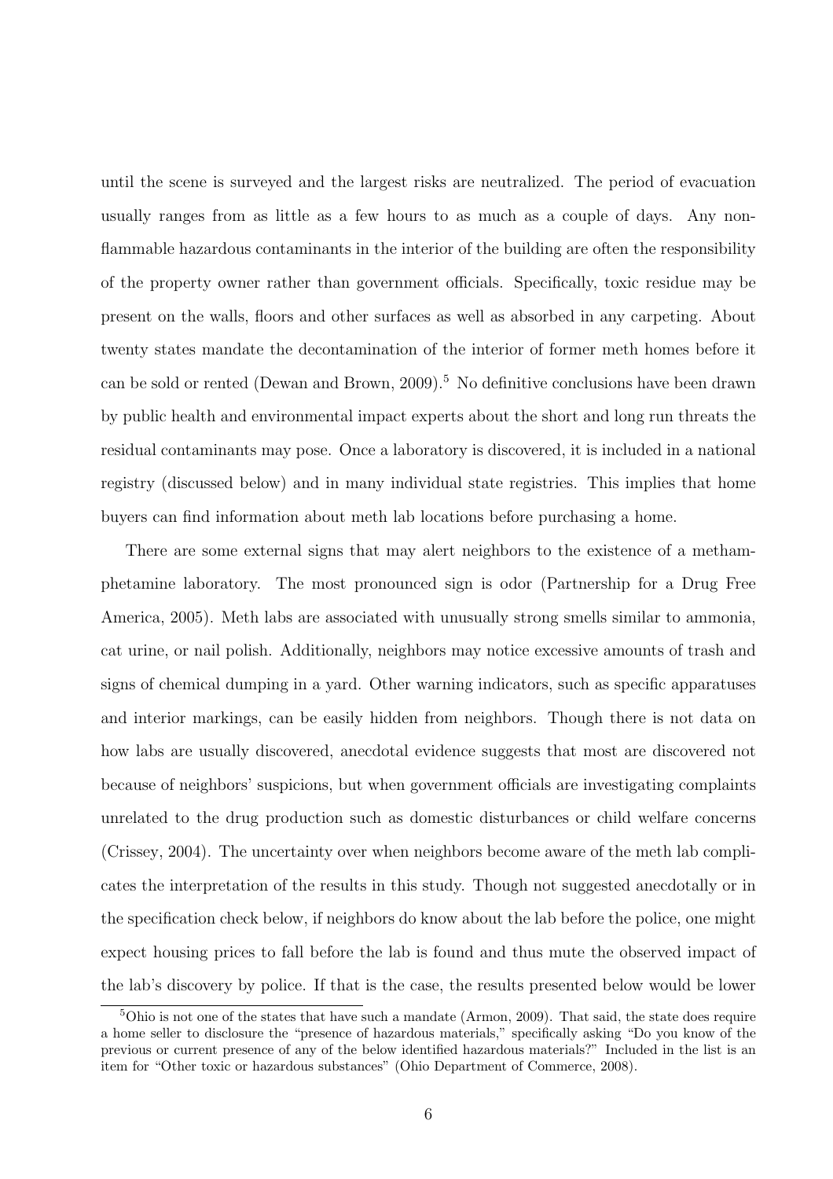until the scene is surveyed and the largest risks are neutralized. The period of evacuation usually ranges from as little as a few hours to as much as a couple of days. Any non-flammable hazardous contaminants in the interior of the building are often the responsibility of the property owner rather than government officials. Specifically, toxic residue may be present on the walls, floors and other surfaces as well as absorbed in any carpeting. About twenty states mandate the decontamination of the interior of former meth homes before it can be sold or rented (Dewan and Brown, 2009).[5] No definitive conclusions have been drawn by public health and environmental impact experts about the short and long run threats the residual contaminants may pose. Once a laboratory is discovered, it is included in a national registry (discussed below) and in many individual state registries. This implies that home buyers can find information about meth lab locations before purchasing a home.

There are some external signs that may alert neighbors to the existence of a methamphetamine laboratory. The most pronounced sign is odor (Partnership for a Drug Free America, 2005). Meth labs are associated with unusually strong smells similar to ammonia, cat urine, or nail polish. Additionally, neighbors may notice excessive amounts of trash and signs of chemical dumping in a yard. Other warning indicators, such as specific apparatuses and interior markings, can be easily hidden from neighbors. Though there is not data on how labs are usually discovered, anecdotal evidence suggests that most are discovered not because of neighbors' suspicions, but when government officials are investigating complaints unrelated to the drug production such as domestic disturbances or child welfare concerns (Crissey, 2004). The uncertainty over when neighbors become aware of the meth lab complicates the interpretation of the results in this study. Though not suggested anecdotally or in the specification check below, if neighbors do know about the lab before the police, one might expect housing prices to fall before the lab is found and thus mute the observed impact of the lab's discovery by police. If that is the case, the results presented below would be lower

[5] Ohio is not one of the states that have such a mandate (Armon, 2009). That said, the state does require a home seller to disclosure the "presence of hazardous materials," specifically asking "Do you know of the previous or current presence of any of the below identified hazardous materials?" Included in the list is an item for "Other toxic or hazardous substances" (Ohio Department of Commerce, 2008).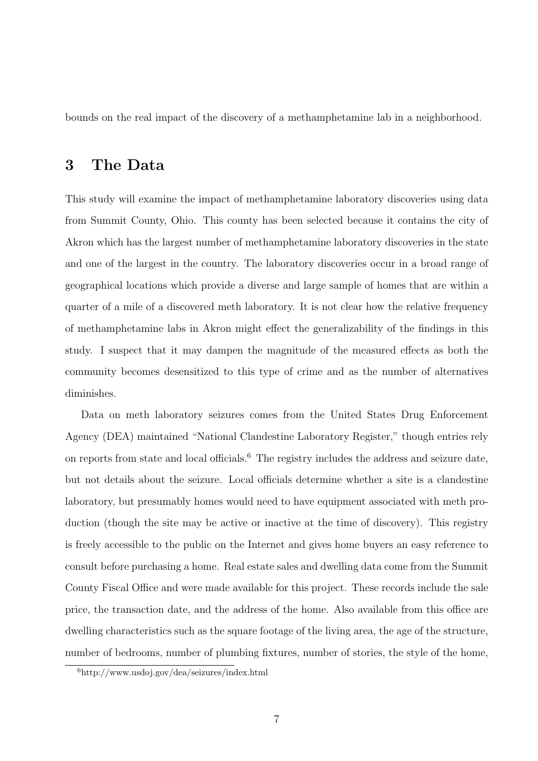bounds on the real impact of the discovery of a methamphetamine lab in a neighborhood.

## 3 The Data

This study will examine the impact of methamphetamine laboratory discoveries using data from Summit County, Ohio. This county has been selected because it contains the city of Akron which has the largest number of methamphetamine laboratory discoveries in the state and one of the largest in the country. The laboratory discoveries occur in a broad range of geographical locations which provide a diverse and large sample of homes that are within a quarter of a mile of a discovered meth laboratory. It is not clear how the relative frequency of methamphetamine labs in Akron might effect the generalizability of the findings in this study. I suspect that it may dampen the magnitude of the measured effects as both the community becomes desensitized to this type of crime and as the number of alternatives diminishes.

Data on meth laboratory seizures comes from the United States Drug Enforcement Agency (DEA) maintained "National Clandestine Laboratory Register," though entries rely on reports from state and local officials.[6] The registry includes the address and seizure date, but not details about the seizure. Local officials determine whether a site is a clandestine laboratory, but presumably homes would need to have equipment associated with meth production (though the site may be active or inactive at the time of discovery). This registry is freely accessible to the public on the Internet and gives home buyers an easy reference to consult before purchasing a home. Real estate sales and dwelling data come from the Summit County Fiscal Office and were made available for this project. These records include the sale price, the transaction date, and the address of the home. Also available from this office are dwelling characteristics such as the square footage of the living area, the age of the structure, number of bedrooms, number of plumbing fixtures, number of stories, the style of the home,

[6] http://www.usdoj.gov/dea/seizures/index.html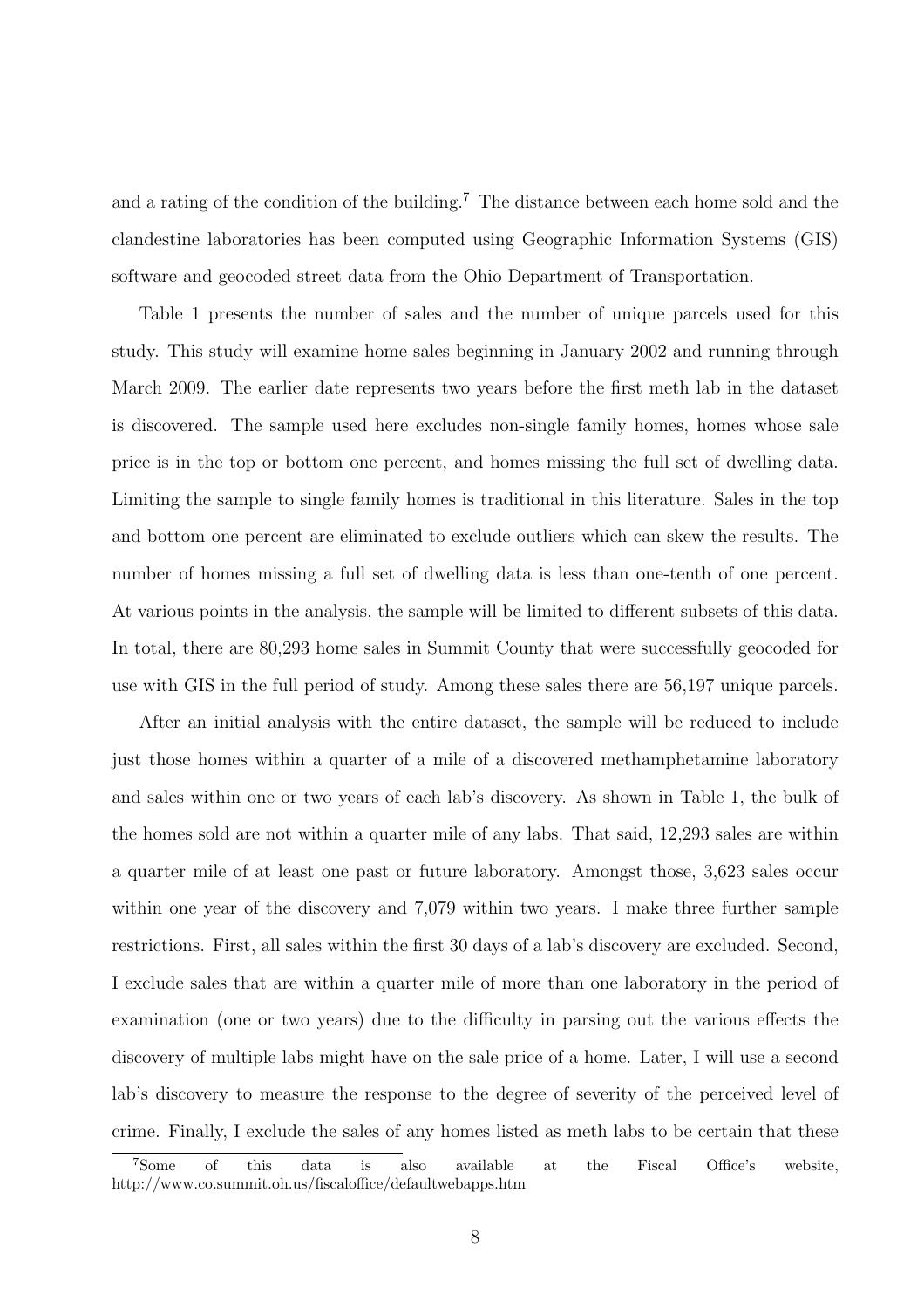and a rating of the condition of the building.[7] The distance between each home sold and the clandestine laboratories has been computed using Geographic Information Systems (GIS) software and geocoded street data from the Ohio Department of Transportation.

Table 1 presents the number of sales and the number of unique parcels used for this study. This study will examine home sales beginning in January 2002 and running through March 2009. The earlier date represents two years before the first meth lab in the dataset is discovered. The sample used here excludes non-single family homes, homes whose sale price is in the top or bottom one percent, and homes missing the full set of dwelling data. Limiting the sample to single family homes is traditional in this literature. Sales in the top and bottom one percent are eliminated to exclude outliers which can skew the results. The number of homes missing a full set of dwelling data is less than one-tenth of one percent. At various points in the analysis, the sample will be limited to different subsets of this data. In total, there are 80,293 home sales in Summit County that were successfully geocoded for use with GIS in the full period of study. Among these sales there are 56,197 unique parcels.

After an initial analysis with the entire dataset, the sample will be reduced to include just those homes within a quarter of a mile of a discovered methamphetamine laboratory and sales within one or two years of each lab's discovery. As shown in Table 1, the bulk of the homes sold are not within a quarter mile of any labs. That said, 12,293 sales are within a quarter mile of at least one past or future laboratory. Amongst those, 3,623 sales occur within one year of the discovery and 7,079 within two years. I make three further sample restrictions. First, all sales within the first 30 days of a lab's discovery are excluded. Second, I exclude sales that are within a quarter mile of more than one laboratory in the period of examination (one or two years) due to the difficulty in parsing out the various effects the discovery of multiple labs might have on the sale price of a home. Later, I will use a second lab's discovery to measure the response to the degree of severity of the perceived level of crime. Finally, I exclude the sales of any homes listed as meth labs to be certain that these

[7] Some of this data is also available at the Fiscal Office's website, http://www.co.summit.oh.us/fiscaloffice/defaultwebapps.htm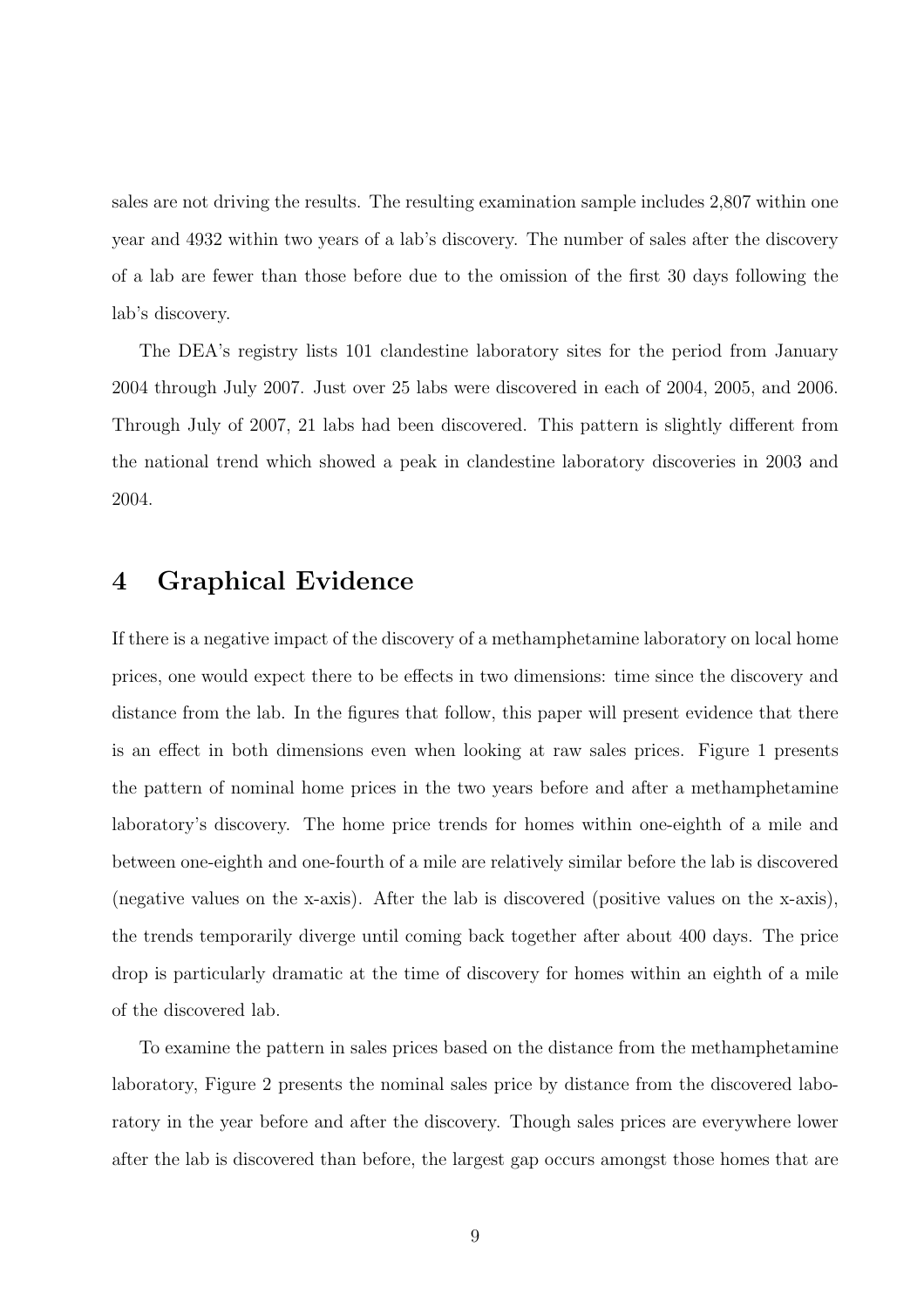sales are not driving the results. The resulting examination sample includes 2,807 within one year and 4932 within two years of a lab's discovery. The number of sales after the discovery of a lab are fewer than those before due to the omission of the first 30 days following the lab's discovery.

The DEA's registry lists 101 clandestine laboratory sites for the period from January 2004 through July 2007. Just over 25 labs were discovered in each of 2004, 2005, and 2006. Through July of 2007, 21 labs had been discovered. This pattern is slightly different from the national trend which showed a peak in clandestine laboratory discoveries in 2003 and 2004.

## 4 Graphical Evidence

If there is a negative impact of the discovery of a methamphetamine laboratory on local home prices, one would expect there to be effects in two dimensions: time since the discovery and distance from the lab. In the figures that follow, this paper will present evidence that there is an effect in both dimensions even when looking at raw sales prices. Figure 1 presents the pattern of nominal home prices in the two years before and after a methamphetamine laboratory's discovery. The home price trends for homes within one-eighth of a mile and between one-eighth and one-fourth of a mile are relatively similar before the lab is discovered (negative values on the x-axis). After the lab is discovered (positive values on the x-axis), the trends temporarily diverge until coming back together after about 400 days. The price drop is particularly dramatic at the time of discovery for homes within an eighth of a mile of the discovered lab.

To examine the pattern in sales prices based on the distance from the methamphetamine laboratory, Figure 2 presents the nominal sales price by distance from the discovered laboratory in the year before and after the discovery. Though sales prices are everywhere lower after the lab is discovered than before, the largest gap occurs amongst those homes that are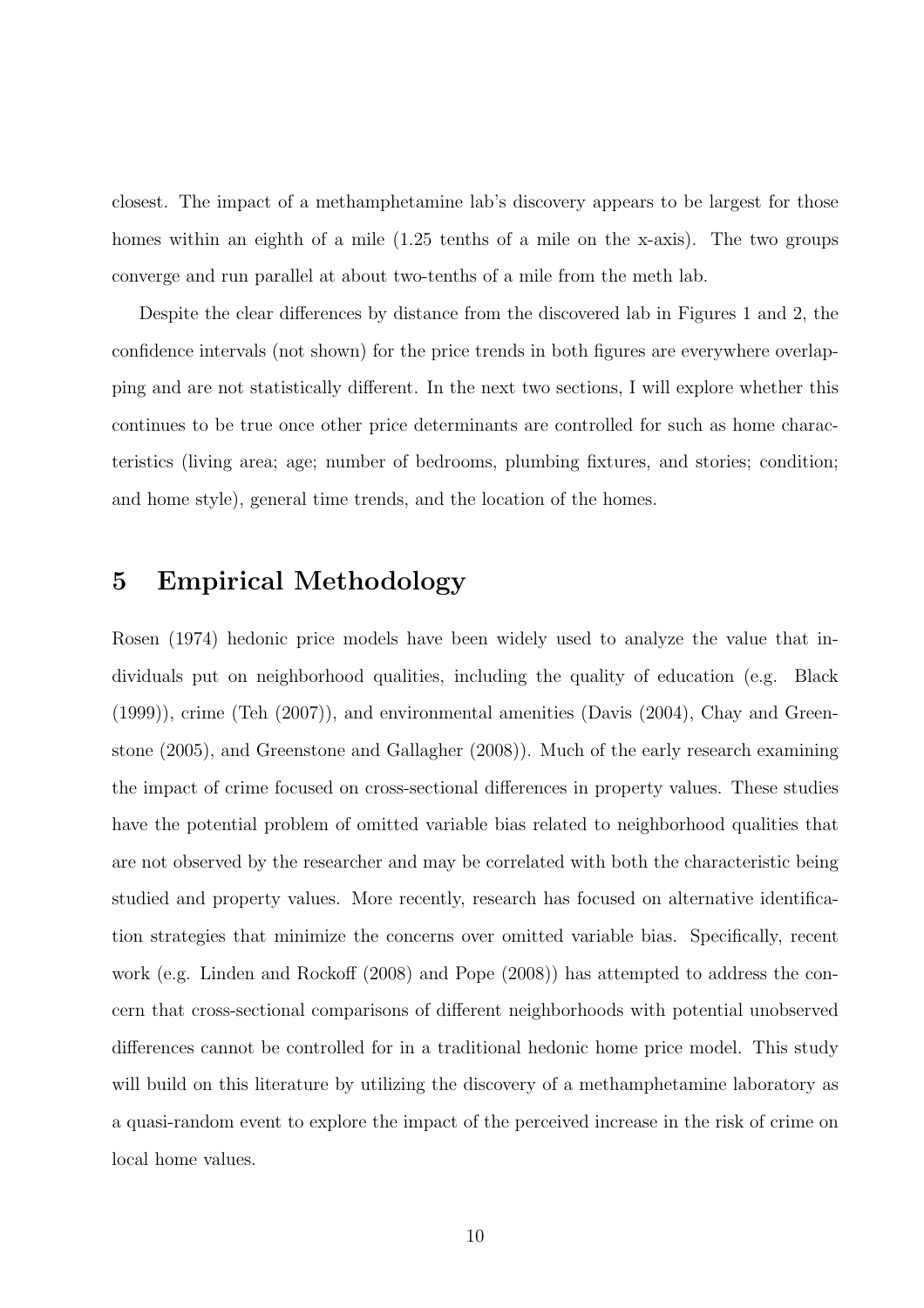closest. The impact of a methamphetamine lab's discovery appears to be largest for those homes within an eighth of a mile (1.25 tenths of a mile on the x-axis). The two groups converge and run parallel at about two-tenths of a mile from the meth lab.

Despite the clear differences by distance from the discovered lab in Figures 1 and 2, the confidence intervals (not shown) for the price trends in both figures are everywhere overlapping and are not statistically different. In the next two sections, I will explore whether this continues to be true once other price determinants are controlled for such as home characteristics (living area; age; number of bedrooms, plumbing fixtures, and stories; condition; and home style), general time trends, and the location of the homes.

# 5 Empirical Methodology

Rosen (1974) hedonic price models have been widely used to analyze the value that individuals put on neighborhood qualities, including the quality of education (e.g. Black (1999)), crime (Teh (2007)), and environmental amenities (Davis (2004), Chay and Greenstone (2005), and Greenstone and Gallagher (2008)). Much of the early research examining the impact of crime focused on cross-sectional differences in property values. These studies have the potential problem of omitted variable bias related to neighborhood qualities that are not observed by the researcher and may be correlated with both the characteristic being studied and property values. More recently, research has focused on alternative identification strategies that minimize the concerns over omitted variable bias. Specifically, recent work (e.g. Linden and Rockoff (2008) and Pope (2008)) has attempted to address the concern that cross-sectional comparisons of different neighborhoods with potential unobserved differences cannot be controlled for in a traditional hedonic home price model. This study will build on this literature by utilizing the discovery of a methamphetamine laboratory as a quasi-random event to explore the impact of the perceived increase in the risk of crime on local home values.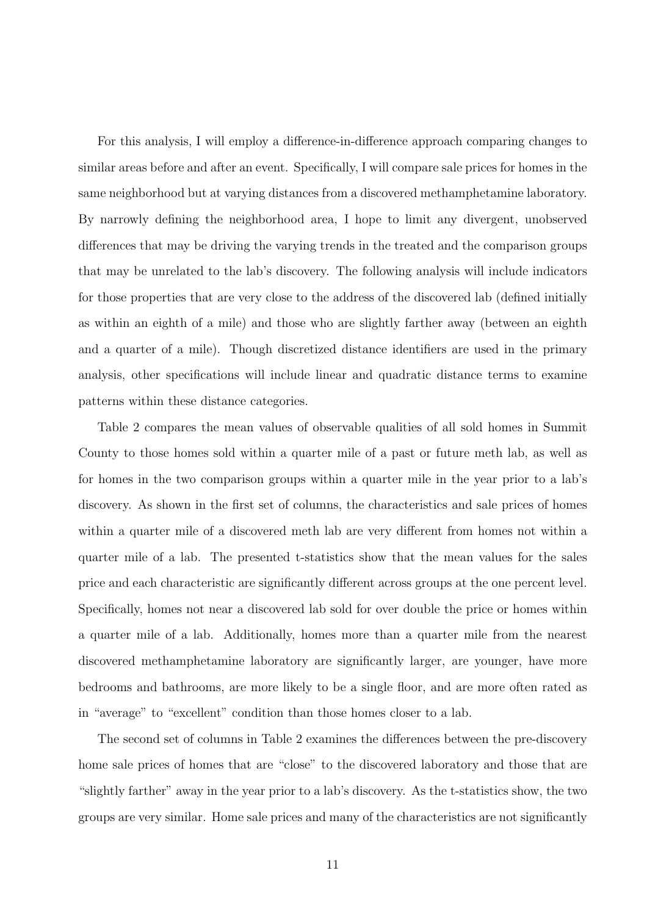For this analysis, I will employ a difference-in-difference approach comparing changes to similar areas before and after an event. Specifically, I will compare sale prices for homes in the same neighborhood but at varying distances from a discovered methamphetamine laboratory. By narrowly defining the neighborhood area, I hope to limit any divergent, unobserved differences that may be driving the varying trends in the treated and the comparison groups that may be unrelated to the lab's discovery. The following analysis will include indicators for those properties that are very close to the address of the discovered lab (defined initially as within an eighth of a mile) and those who are slightly farther away (between an eighth and a quarter of a mile). Though discretized distance identifiers are used in the primary analysis, other specifications will include linear and quadratic distance terms to examine patterns within these distance categories.

Table 2 compares the mean values of observable qualities of all sold homes in Summit County to those homes sold within a quarter mile of a past or future meth lab, as well as for homes in the two comparison groups within a quarter mile in the year prior to a lab's discovery. As shown in the first set of columns, the characteristics and sale prices of homes within a quarter mile of a discovered meth lab are very different from homes not within a quarter mile of a lab. The presented t-statistics show that the mean values for the sales price and each characteristic are significantly different across groups at the one percent level. Specifically, homes not near a discovered lab sold for over double the price or homes within a quarter mile of a lab. Additionally, homes more than a quarter mile from the nearest discovered methamphetamine laboratory are significantly larger, are younger, have more bedrooms and bathrooms, are more likely to be a single floor, and are more often rated as in "average" to "excellent" condition than those homes closer to a lab.

The second set of columns in Table 2 examines the differences between the pre-discovery home sale prices of homes that are "close" to the discovered laboratory and those that are "slightly farther" away in the year prior to a lab's discovery. As the t-statistics show, the two groups are very similar. Home sale prices and many of the characteristics are not significantly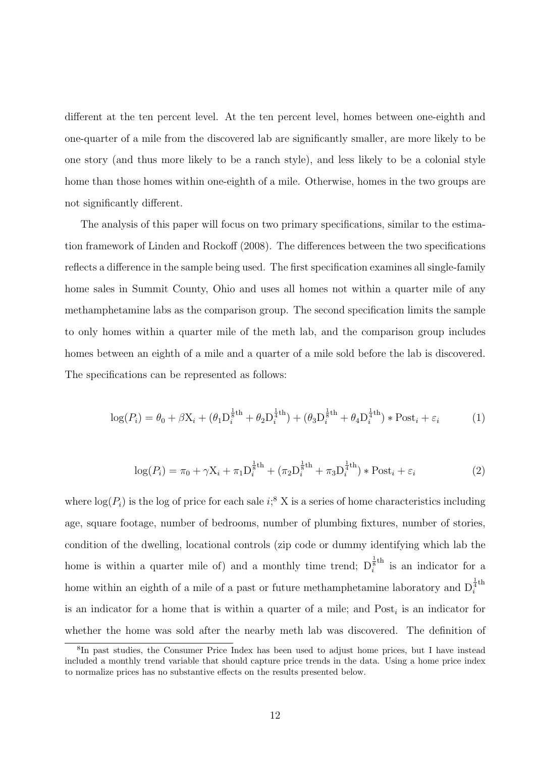different at the ten percent level. At the ten percent level, homes between one-eighth and one-quarter of a mile from the discovered lab are significantly smaller, are more likely to be one story (and thus more likely to be a ranch style), and less likely to be a colonial style home than those homes within one-eighth of a mile. Otherwise, homes in the two groups are not significantly different.

The analysis of this paper will focus on two primary specifications, similar to the estimation framework of Linden and Rockoff (2008). The differences between the two specifications reflects a difference in the sample being used. The first specification examines all single-family home sales in Summit County, Ohio and uses all homes not within a quarter mile of any methamphetamine labs as the comparison group. The second specification limits the sample to only homes within a quarter mile of the meth lab, and the comparison group includes homes between an eighth of a mile and a quarter of a mile sold before the lab is discovered. The specifications can be represented as follows:

$$\log(P_i) = \theta_0 + \beta \mathrm{X}_i + (\theta_1 \mathrm{D}_i^{\frac{1}{8}\mathrm{th}} + \theta_2 \mathrm{D}_i^{\frac{1}{4}\mathrm{th}}) + (\theta_3 \mathrm{D}_i^{\frac{1}{8}\mathrm{th}} + \theta_4 \mathrm{D}_i^{\frac{1}{4}\mathrm{th}}) * \mathrm{Post}_i + \varepsilon_i \tag{1}$$

$$\log(P_i) = \pi_0 + \gamma \mathrm{X}_i + \pi_1 \mathrm{D}_i^{\frac{1}{8}\mathrm{th}} + (\pi_2 \mathrm{D}_i^{\frac{1}{8}\mathrm{th}} + \pi_3 \mathrm{D}_i^{\frac{1}{4}\mathrm{th}}) * \mathrm{Post}_i + \varepsilon_i \tag{2}$$

where $\log(P_i)$ is the log of price for each sale $i$;[8] X is a series of home characteristics including age, square footage, number of bedrooms, number of plumbing fixtures, number of stories, condition of the dwelling, locational controls (zip code or dummy identifying which lab the home is within a quarter mile of) and a monthly time trend; $\mathrm{D}_i^{\frac{1}{8}\mathrm{th}}$ is an indicator for a home within an eighth of a mile of a past or future methamphetamine laboratory and $\mathrm{D}_i^{\frac{1}{4}\mathrm{th}}$ is an indicator for a home that is within a quarter of a mile; and $\mathrm{Post}_i$ is an indicator for whether the home was sold after the nearby meth lab was discovered. The definition of

[8] In past studies, the Consumer Price Index has been used to adjust home prices, but I have instead included a monthly trend variable that should capture price trends in the data. Using a home price index to normalize prices has no substantive effects on the results presented below.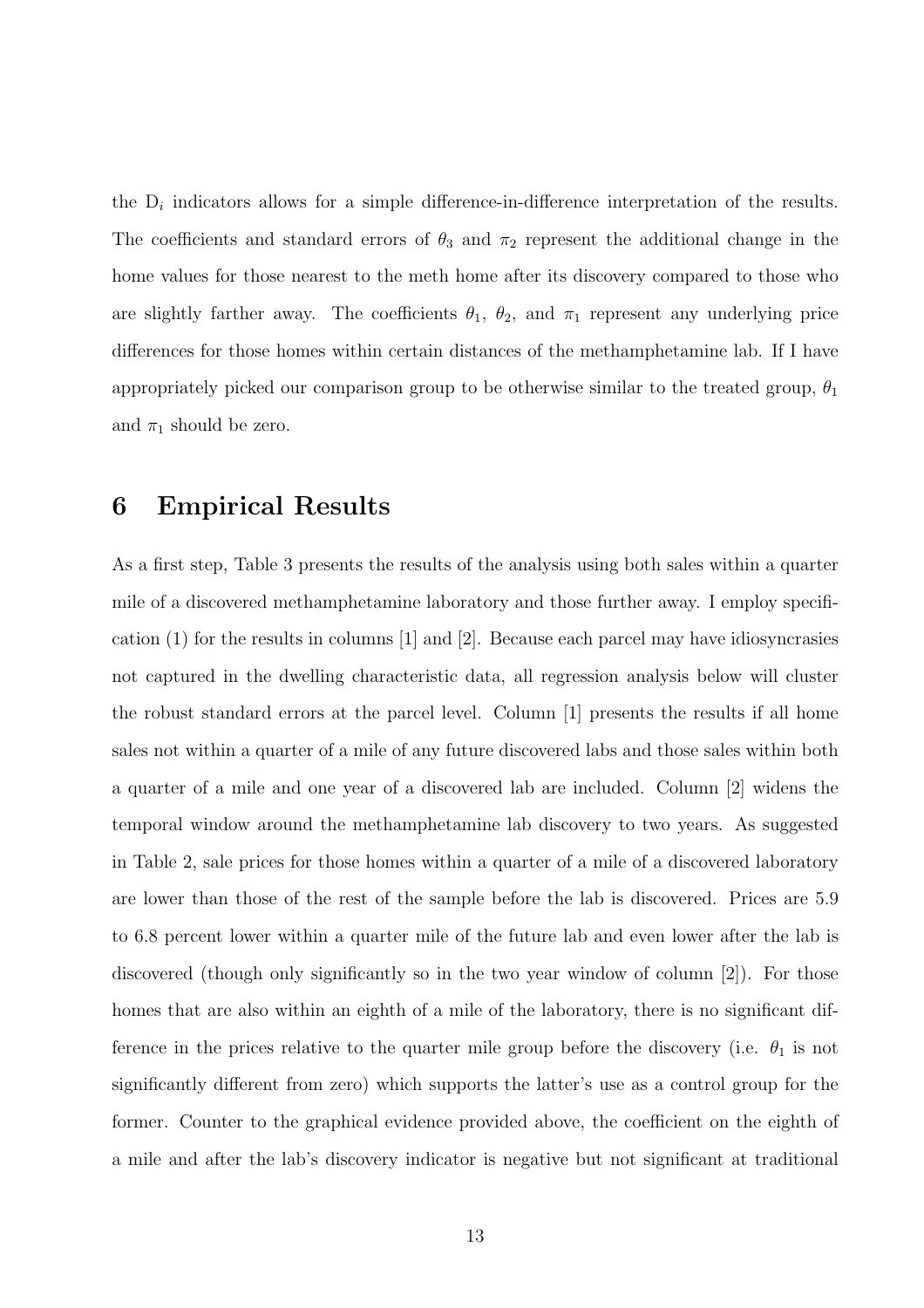the $D_i$ indicators allows for a simple difference-in-difference interpretation of the results. The coefficients and standard errors of $\theta_3$ and $\pi_2$ represent the additional change in the home values for those nearest to the meth home after its discovery compared to those who are slightly farther away. The coefficients $\theta_1$, $\theta_2$, and $\pi_1$ represent any underlying price differences for those homes within certain distances of the methamphetamine lab. If I have appropriately picked our comparison group to be otherwise similar to the treated group, $\theta_1$ and $\pi_1$ should be zero.

# 6 Empirical Results

As a first step, Table 3 presents the results of the analysis using both sales within a quarter mile of a discovered methamphetamine laboratory and those further away. I employ specification (1) for the results in columns [1] and [2]. Because each parcel may have idiosyncrasies not captured in the dwelling characteristic data, all regression analysis below will cluster the robust standard errors at the parcel level. Column [1] presents the results if all home sales not within a quarter of a mile of any future discovered labs and those sales within both a quarter of a mile and one year of a discovered lab are included. Column [2] widens the temporal window around the methamphetamine lab discovery to two years. As suggested in Table 2, sale prices for those homes within a quarter of a mile of a discovered laboratory are lower than those of the rest of the sample before the lab is discovered. Prices are 5.9 to 6.8 percent lower within a quarter mile of the future lab and even lower after the lab is discovered (though only significantly so in the two year window of column [2]). For those homes that are also within an eighth of a mile of the laboratory, there is no significant difference in the prices relative to the quarter mile group before the discovery (i.e. $\theta_1$ is not significantly different from zero) which supports the latter's use as a control group for the former. Counter to the graphical evidence provided above, the coefficient on the eighth of a mile and after the lab's discovery indicator is negative but not significant at traditional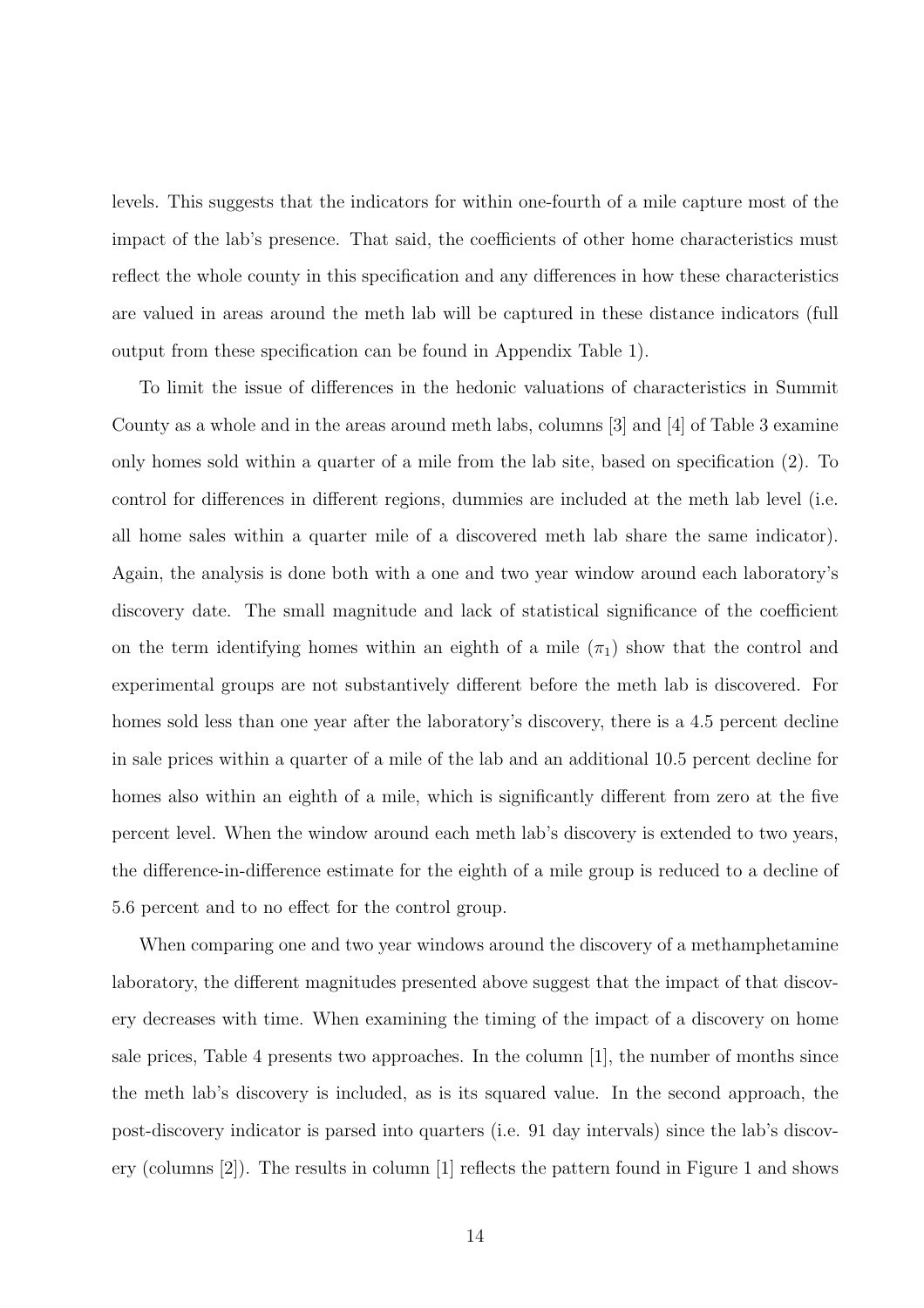levels. This suggests that the indicators for within one-fourth of a mile capture most of the impact of the lab's presence. That said, the coefficients of other home characteristics must reflect the whole county in this specification and any differences in how these characteristics are valued in areas around the meth lab will be captured in these distance indicators (full output from these specification can be found in Appendix Table 1).

To limit the issue of differences in the hedonic valuations of characteristics in Summit County as a whole and in the areas around meth labs, columns [3] and [4] of Table 3 examine only homes sold within a quarter of a mile from the lab site, based on specification (2). To control for differences in different regions, dummies are included at the meth lab level (i.e. all home sales within a quarter mile of a discovered meth lab share the same indicator). Again, the analysis is done both with a one and two year window around each laboratory's discovery date. The small magnitude and lack of statistical significance of the coefficient on the term identifying homes within an eighth of a mile ($\pi_1$) show that the control and experimental groups are not substantively different before the meth lab is discovered. For homes sold less than one year after the laboratory's discovery, there is a 4.5 percent decline in sale prices within a quarter of a mile of the lab and an additional 10.5 percent decline for homes also within an eighth of a mile, which is significantly different from zero at the five percent level. When the window around each meth lab's discovery is extended to two years, the difference-in-difference estimate for the eighth of a mile group is reduced to a decline of 5.6 percent and to no effect for the control group.

When comparing one and two year windows around the discovery of a methamphetamine laboratory, the different magnitudes presented above suggest that the impact of that discovery decreases with time. When examining the timing of the impact of a discovery on home sale prices, Table 4 presents two approaches. In the column [1], the number of months since the meth lab's discovery is included, as is its squared value. In the second approach, the post-discovery indicator is parsed into quarters (i.e. 91 day intervals) since the lab's discovery (columns [2]). The results in column [1] reflects the pattern found in Figure 1 and shows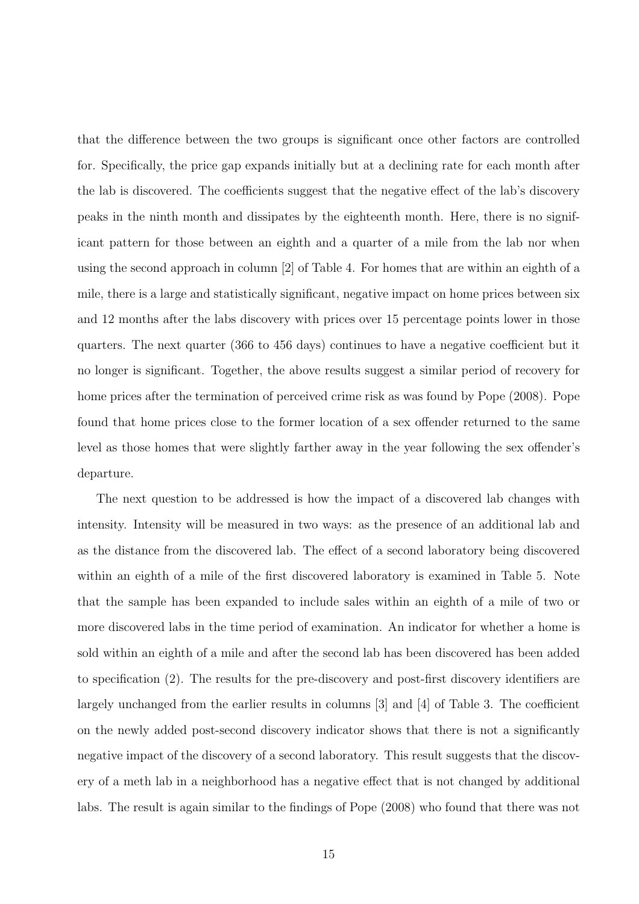that the difference between the two groups is significant once other factors are controlled for. Specifically, the price gap expands initially but at a declining rate for each month after the lab is discovered. The coefficients suggest that the negative effect of the lab's discovery peaks in the ninth month and dissipates by the eighteenth month. Here, there is no significant pattern for those between an eighth and a quarter of a mile from the lab nor when using the second approach in column [2] of Table 4. For homes that are within an eighth of a mile, there is a large and statistically significant, negative impact on home prices between six and 12 months after the labs discovery with prices over 15 percentage points lower in those quarters. The next quarter (366 to 456 days) continues to have a negative coefficient but it no longer is significant. Together, the above results suggest a similar period of recovery for home prices after the termination of perceived crime risk as was found by Pope (2008). Pope found that home prices close to the former location of a sex offender returned to the same level as those homes that were slightly farther away in the year following the sex offender's departure.

The next question to be addressed is how the impact of a discovered lab changes with intensity. Intensity will be measured in two ways: as the presence of an additional lab and as the distance from the discovered lab. The effect of a second laboratory being discovered within an eighth of a mile of the first discovered laboratory is examined in Table 5. Note that the sample has been expanded to include sales within an eighth of a mile of two or more discovered labs in the time period of examination. An indicator for whether a home is sold within an eighth of a mile and after the second lab has been discovered has been added to specification (2). The results for the pre-discovery and post-first discovery identifiers are largely unchanged from the earlier results in columns [3] and [4] of Table 3. The coefficient on the newly added post-second discovery indicator shows that there is not a significantly negative impact of the discovery of a second laboratory. This result suggests that the discovery of a meth lab in a neighborhood has a negative effect that is not changed by additional labs. The result is again similar to the findings of Pope (2008) who found that there was not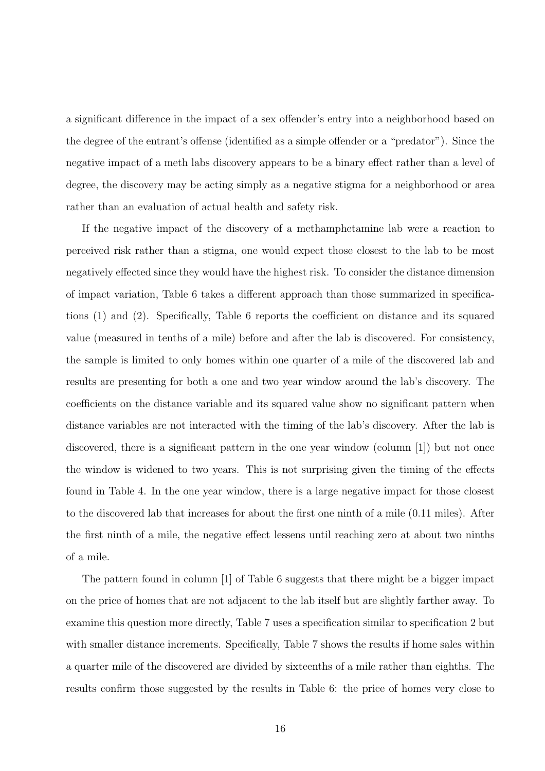a significant difference in the impact of a sex offender's entry into a neighborhood based on the degree of the entrant's offense (identified as a simple offender or a "predator"). Since the negative impact of a meth labs discovery appears to be a binary effect rather than a level of degree, the discovery may be acting simply as a negative stigma for a neighborhood or area rather than an evaluation of actual health and safety risk.

If the negative impact of the discovery of a methamphetamine lab were a reaction to perceived risk rather than a stigma, one would expect those closest to the lab to be most negatively effected since they would have the highest risk. To consider the distance dimension of impact variation, Table 6 takes a different approach than those summarized in specifications (1) and (2). Specifically, Table 6 reports the coefficient on distance and its squared value (measured in tenths of a mile) before and after the lab is discovered. For consistency, the sample is limited to only homes within one quarter of a mile of the discovered lab and results are presenting for both a one and two year window around the lab's discovery. The coefficients on the distance variable and its squared value show no significant pattern when distance variables are not interacted with the timing of the lab's discovery. After the lab is discovered, there is a significant pattern in the one year window (column [1]) but not once the window is widened to two years. This is not surprising given the timing of the effects found in Table 4. In the one year window, there is a large negative impact for those closest to the discovered lab that increases for about the first one ninth of a mile (0.11 miles). After the first ninth of a mile, the negative effect lessens until reaching zero at about two ninths of a mile.

The pattern found in column [1] of Table 6 suggests that there might be a bigger impact on the price of homes that are not adjacent to the lab itself but are slightly farther away. To examine this question more directly, Table 7 uses a specification similar to specification 2 but with smaller distance increments. Specifically, Table 7 shows the results if home sales within a quarter mile of the discovered are divided by sixteenths of a mile rather than eighths. The results confirm those suggested by the results in Table 6: the price of homes very close to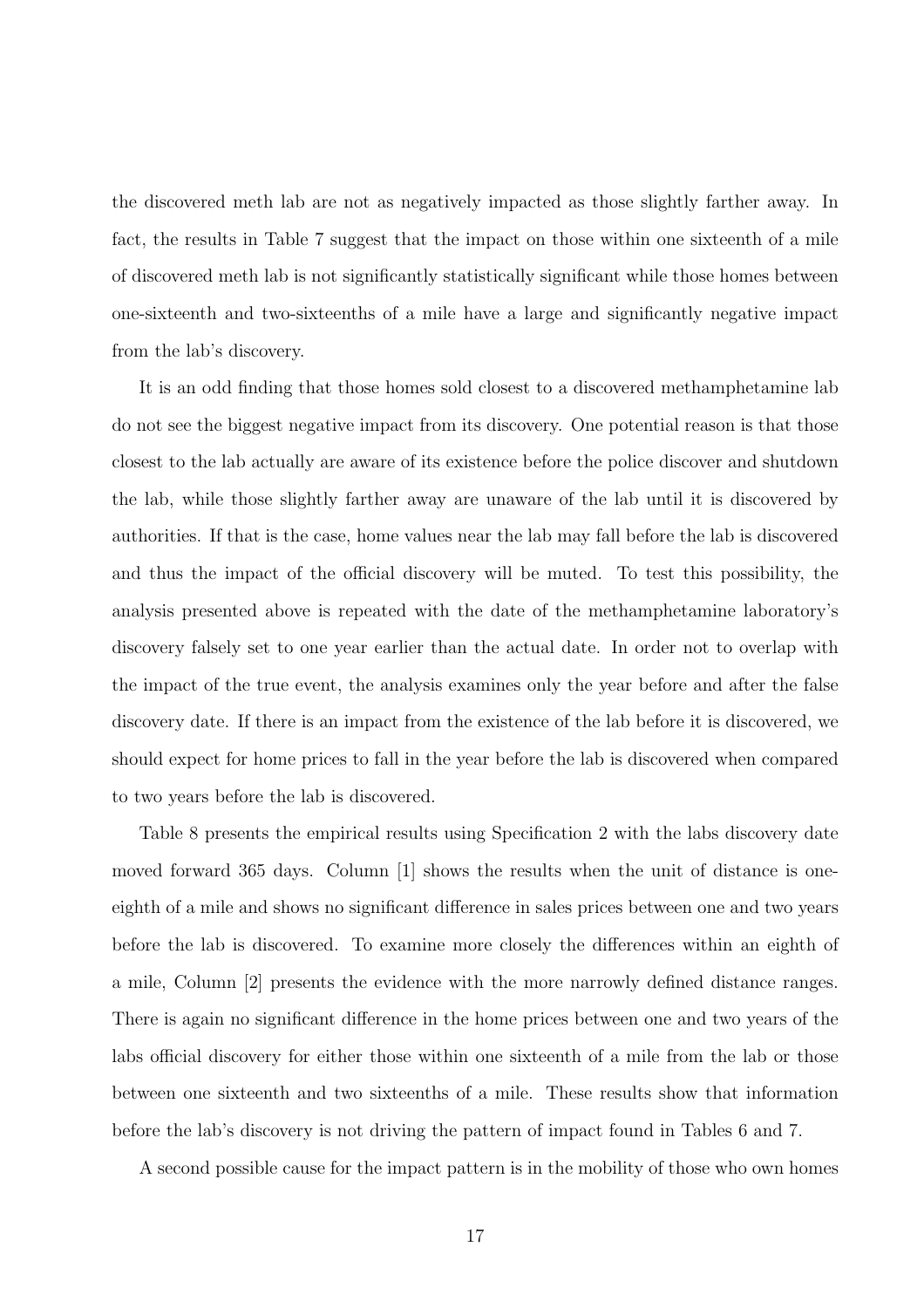the discovered meth lab are not as negatively impacted as those slightly farther away. In fact, the results in Table 7 suggest that the impact on those within one sixteenth of a mile of discovered meth lab is not significantly statistically significant while those homes between one-sixteenth and two-sixteenths of a mile have a large and significantly negative impact from the lab's discovery.

It is an odd finding that those homes sold closest to a discovered methamphetamine lab do not see the biggest negative impact from its discovery. One potential reason is that those closest to the lab actually are aware of its existence before the police discover and shutdown the lab, while those slightly farther away are unaware of the lab until it is discovered by authorities. If that is the case, home values near the lab may fall before the lab is discovered and thus the impact of the official discovery will be muted. To test this possibility, the analysis presented above is repeated with the date of the methamphetamine laboratory's discovery falsely set to one year earlier than the actual date. In order not to overlap with the impact of the true event, the analysis examines only the year before and after the false discovery date. If there is an impact from the existence of the lab before it is discovered, we should expect for home prices to fall in the year before the lab is discovered when compared to two years before the lab is discovered.

Table 8 presents the empirical results using Specification 2 with the labs discovery date moved forward 365 days. Column [1] shows the results when the unit of distance is one-eighth of a mile and shows no significant difference in sales prices between one and two years before the lab is discovered. To examine more closely the differences within an eighth of a mile, Column [2] presents the evidence with the more narrowly defined distance ranges. There is again no significant difference in the home prices between one and two years of the labs official discovery for either those within one sixteenth of a mile from the lab or those between one sixteenth and two sixteenths of a mile. These results show that information before the lab's discovery is not driving the pattern of impact found in Tables 6 and 7.

A second possible cause for the impact pattern is in the mobility of those who own homes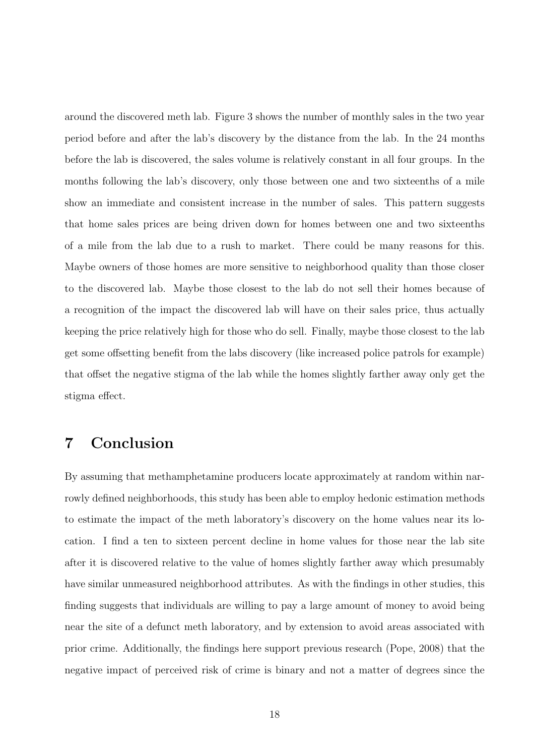around the discovered meth lab. Figure 3 shows the number of monthly sales in the two year period before and after the lab's discovery by the distance from the lab. In the 24 months before the lab is discovered, the sales volume is relatively constant in all four groups. In the months following the lab's discovery, only those between one and two sixteenths of a mile show an immediate and consistent increase in the number of sales. This pattern suggests that home sales prices are being driven down for homes between one and two sixteenths of a mile from the lab due to a rush to market. There could be many reasons for this. Maybe owners of those homes are more sensitive to neighborhood quality than those closer to the discovered lab. Maybe those closest to the lab do not sell their homes because of a recognition of the impact the discovered lab will have on their sales price, thus actually keeping the price relatively high for those who do sell. Finally, maybe those closest to the lab get some offsetting benefit from the labs discovery (like increased police patrols for example) that offset the negative stigma of the lab while the homes slightly farther away only get the stigma effect.

## 7 Conclusion

By assuming that methamphetamine producers locate approximately at random within narrowly defined neighborhoods, this study has been able to employ hedonic estimation methods to estimate the impact of the meth laboratory's discovery on the home values near its location. I find a ten to sixteen percent decline in home values for those near the lab site after it is discovered relative to the value of homes slightly farther away which presumably have similar unmeasured neighborhood attributes. As with the findings in other studies, this finding suggests that individuals are willing to pay a large amount of money to avoid being near the site of a defunct meth laboratory, and by extension to avoid areas associated with prior crime. Additionally, the findings here support previous research (Pope, 2008) that the negative impact of perceived risk of crime is binary and not a matter of degrees since the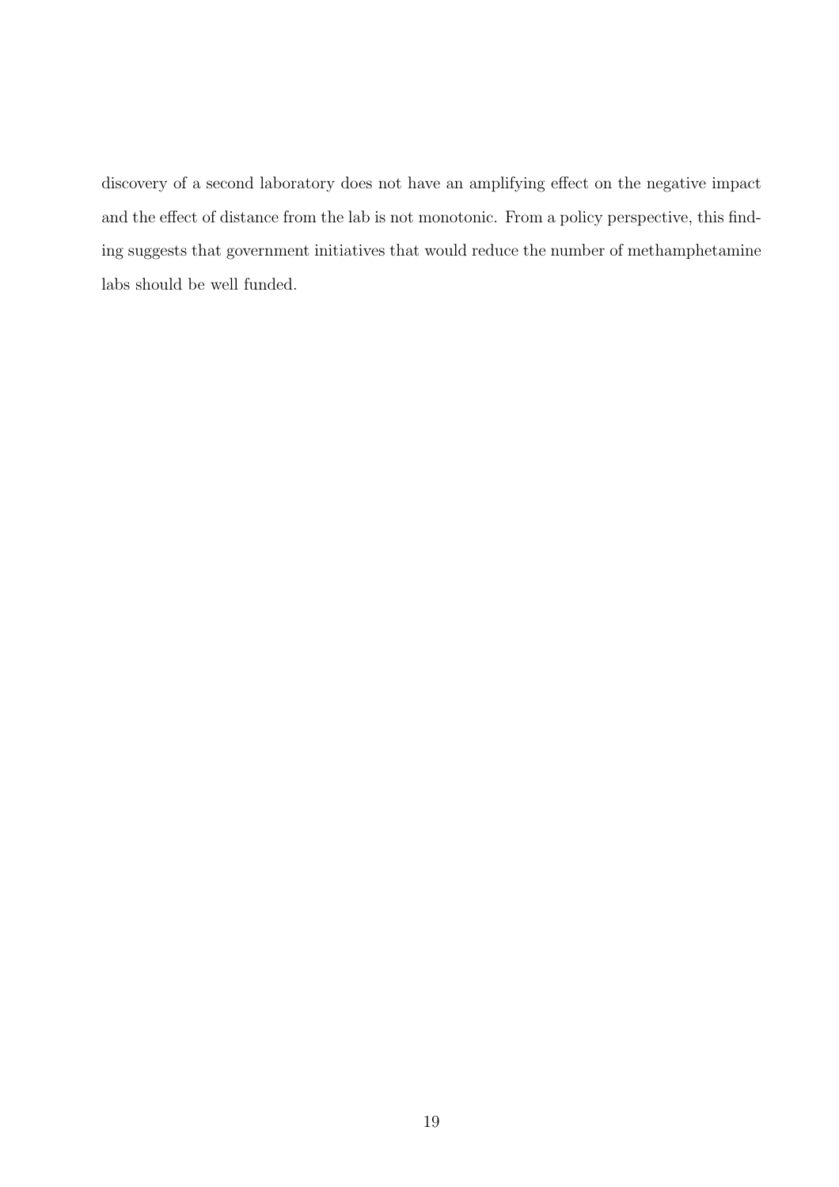discovery of a second laboratory does not have an amplifying effect on the negative impact and the effect of distance from the lab is not monotonic. From a policy perspective, this finding suggests that government initiatives that would reduce the number of methamphetamine labs should be well funded.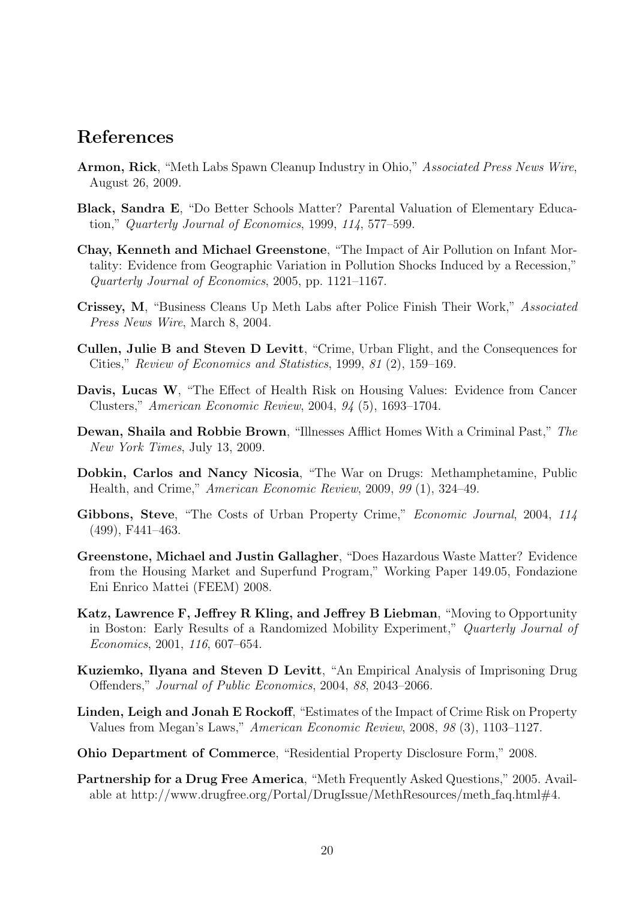# References

**Armon, Rick**, "Meth Labs Spawn Cleanup Industry in Ohio," *Associated Press News Wire*, August 26, 2009.

**Black, Sandra E**, "Do Better Schools Matter? Parental Valuation of Elementary Education," *Quarterly Journal of Economics*, 1999, *114*, 577–599.

**Chay, Kenneth and Michael Greenstone**, "The Impact of Air Pollution on Infant Mortality: Evidence from Geographic Variation in Pollution Shocks Induced by a Recession," *Quarterly Journal of Economics*, 2005, pp. 1121–1167.

**Crissey, M**, "Business Cleans Up Meth Labs after Police Finish Their Work," *Associated Press News Wire*, March 8, 2004.

**Cullen, Julie B and Steven D Levitt**, "Crime, Urban Flight, and the Consequences for Cities," *Review of Economics and Statistics*, 1999, *81* (2), 159–169.

**Davis, Lucas W**, "The Effect of Health Risk on Housing Values: Evidence from Cancer Clusters," *American Economic Review*, 2004, *94* (5), 1693–1704.

**Dewan, Shaila and Robbie Brown**, "Illnesses Afflict Homes With a Criminal Past," *The New York Times*, July 13, 2009.

**Dobkin, Carlos and Nancy Nicosia**, "The War on Drugs: Methamphetamine, Public Health, and Crime," *American Economic Review*, 2009, *99* (1), 324–49.

**Gibbons, Steve**, "The Costs of Urban Property Crime," *Economic Journal*, 2004, *114* (499), F441–463.

**Greenstone, Michael and Justin Gallagher**, "Does Hazardous Waste Matter? Evidence from the Housing Market and Superfund Program," Working Paper 149.05, Fondazione Eni Enrico Mattei (FEEM) 2008.

**Katz, Lawrence F, Jeffrey R Kling, and Jeffrey B Liebman**, "Moving to Opportunity in Boston: Early Results of a Randomized Mobility Experiment," *Quarterly Journal of Economics*, 2001, *116*, 607–654.

**Kuziemko, Ilyana and Steven D Levitt**, "An Empirical Analysis of Imprisoning Drug Offenders," *Journal of Public Economics*, 2004, *88*, 2043–2066.

**Linden, Leigh and Jonah E Rockoff**, "Estimates of the Impact of Crime Risk on Property Values from Megan's Laws," *American Economic Review*, 2008, *98* (3), 1103–1127.

**Ohio Department of Commerce**, "Residential Property Disclosure Form," 2008.

**Partnership for a Drug Free America**, "Meth Frequently Asked Questions," 2005. Available at http://www.drugfree.org/Portal/DrugIssue/MethResources/meth_faq.html#4.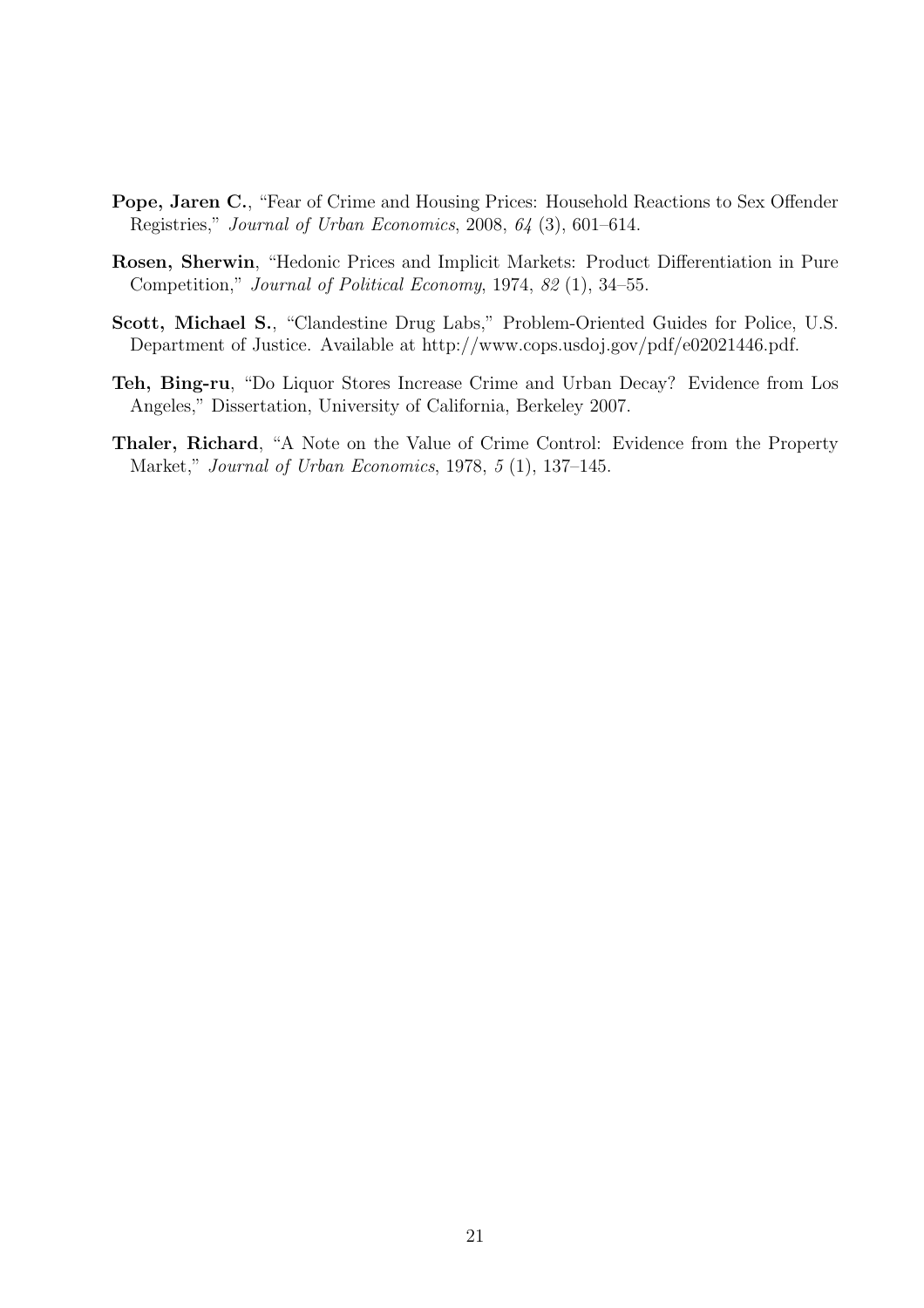**Pope, Jaren C.**, "Fear of Crime and Housing Prices: Household Reactions to Sex Offender Registries," *Journal of Urban Economics*, 2008, *64* (3), 601–614.

**Rosen, Sherwin**, "Hedonic Prices and Implicit Markets: Product Differentiation in Pure Competition," *Journal of Political Economy*, 1974, *82* (1), 34–55.

**Scott, Michael S.**, "Clandestine Drug Labs," Problem-Oriented Guides for Police, U.S. Department of Justice. Available at http://www.cops.usdoj.gov/pdf/e02021446.pdf.

**Teh, Bing-ru**, "Do Liquor Stores Increase Crime and Urban Decay? Evidence from Los Angeles," Dissertation, University of California, Berkeley 2007.

**Thaler, Richard**, "A Note on the Value of Crime Control: Evidence from the Property Market," *Journal of Urban Economics*, 1978, *5* (1), 137–145.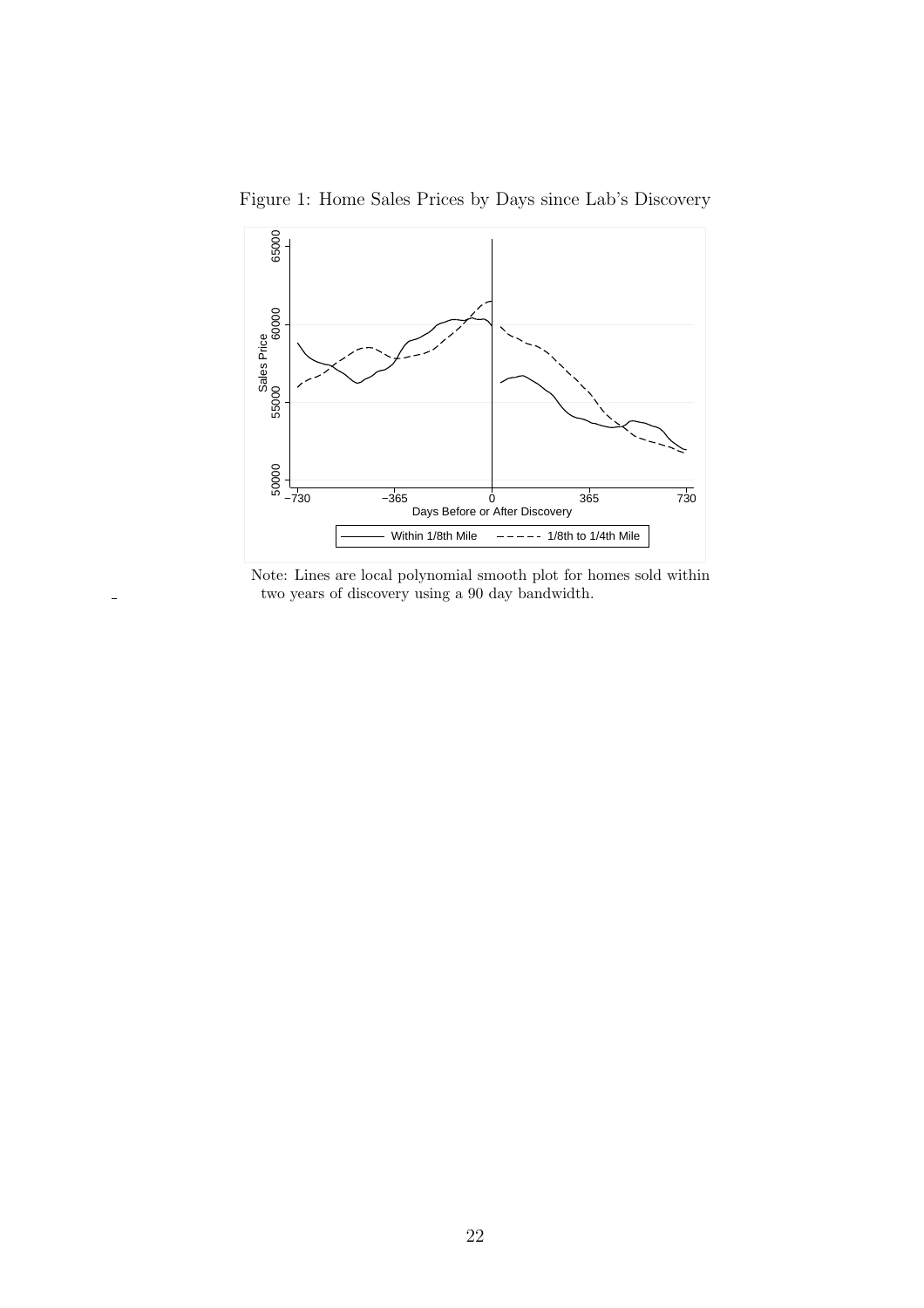Figure 1: Home Sales Prices by Days since Lab's Discovery

Note: Lines are local polynomial smooth plot for homes sold within two years of discovery using a 90 day bandwidth.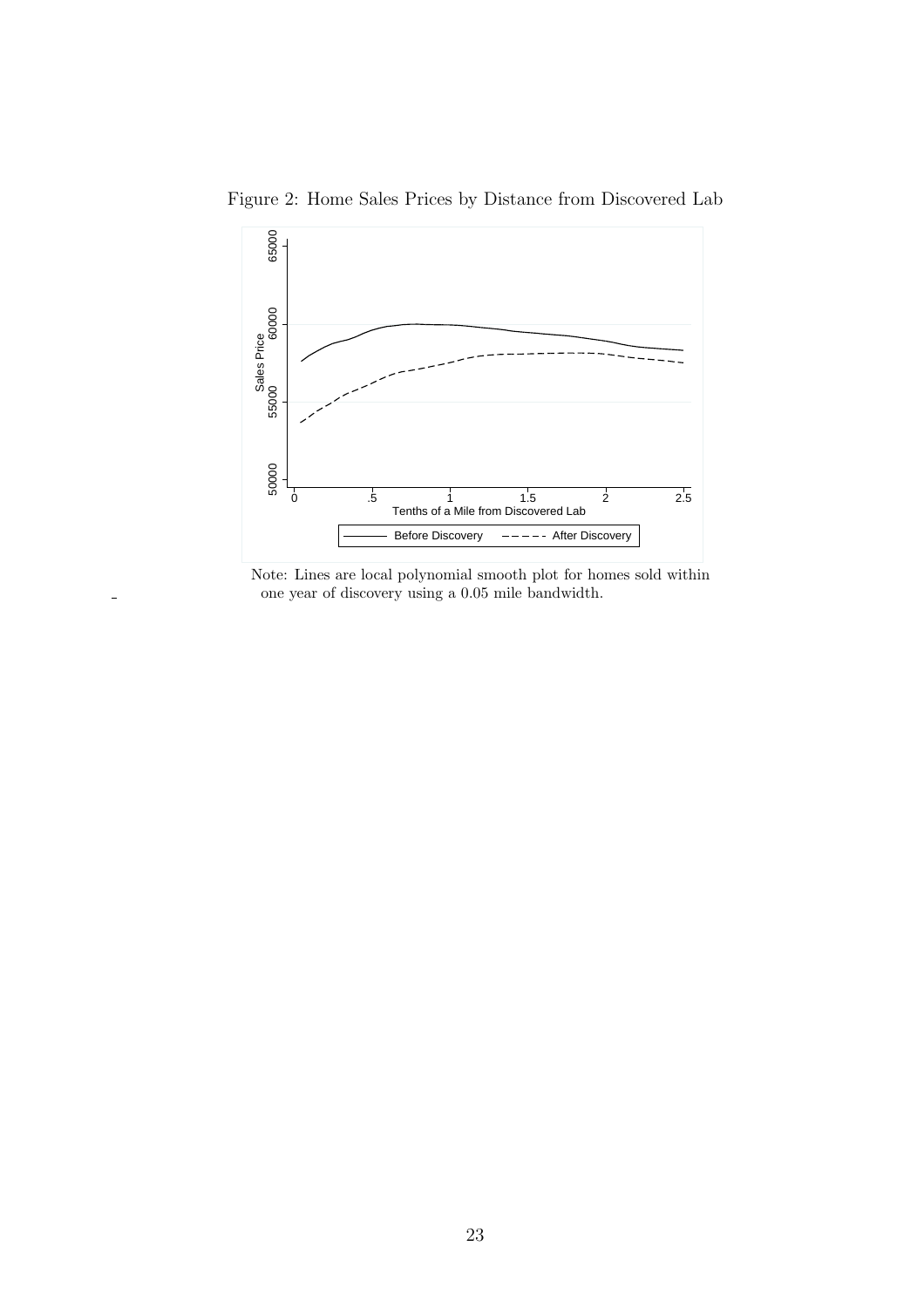Figure 2: Home Sales Prices by Distance from Discovered Lab

Note: Lines are local polynomial smooth plot for homes sold within one year of discovery using a 0.05 mile bandwidth.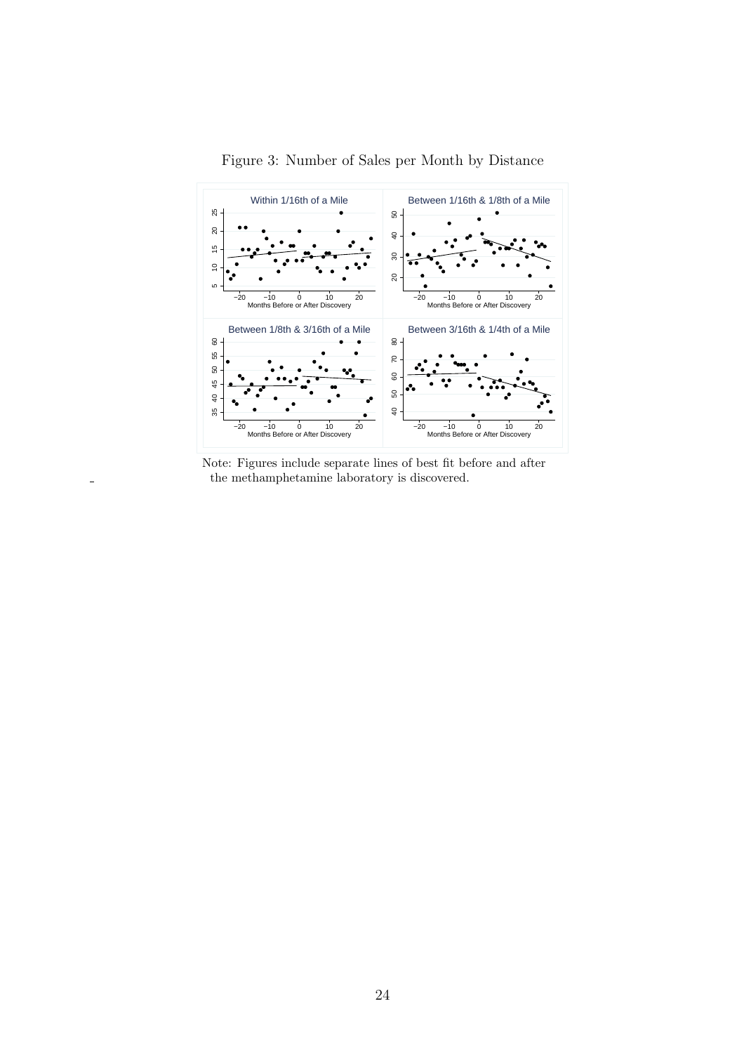Figure 3: Number of Sales per Month by Distance

Note: Figures include separate lines of best fit before and after the methamphetamine laboratory is discovered.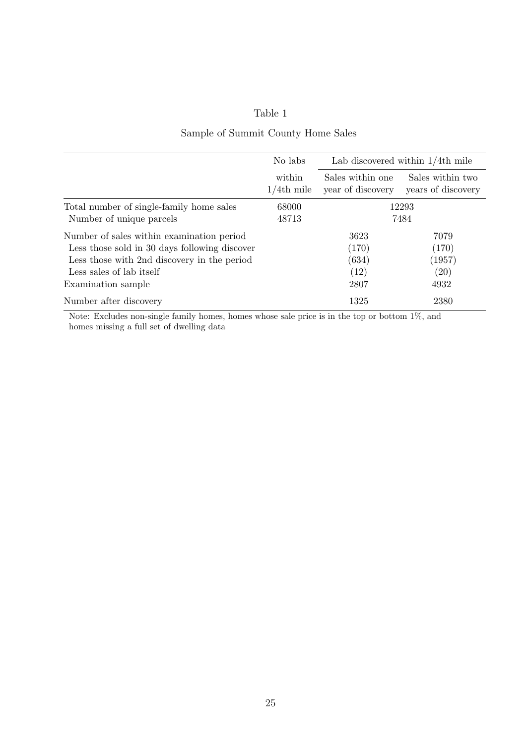Table 1

Sample of Summit County Home Sales

| | No labs within 1/4th mile | Lab discovered within 1/4th mile | |
|---|---|---|---|
| | | Sales within one year of discovery | Sales within two years of discovery |
| Total number of single-family home sales | 68000 | 12293 | |
| Number of unique parcels | 48713 | 7484 | |
| Number of sales within examination period | | 3623 | 7079 |
| Less those sold in 30 days following discover | | (170) | (170) |
| Less those with 2nd discovery in the period | | (634) | (1957) |
| Less sales of lab itself | | (12) | (20) |
| Examination sample | | 2807 | 4932 |
| Number after discovery | | 1325 | 2380 |

Note: Excludes non-single family homes, homes whose sale price is in the top or bottom 1%, and homes missing a full set of dwelling data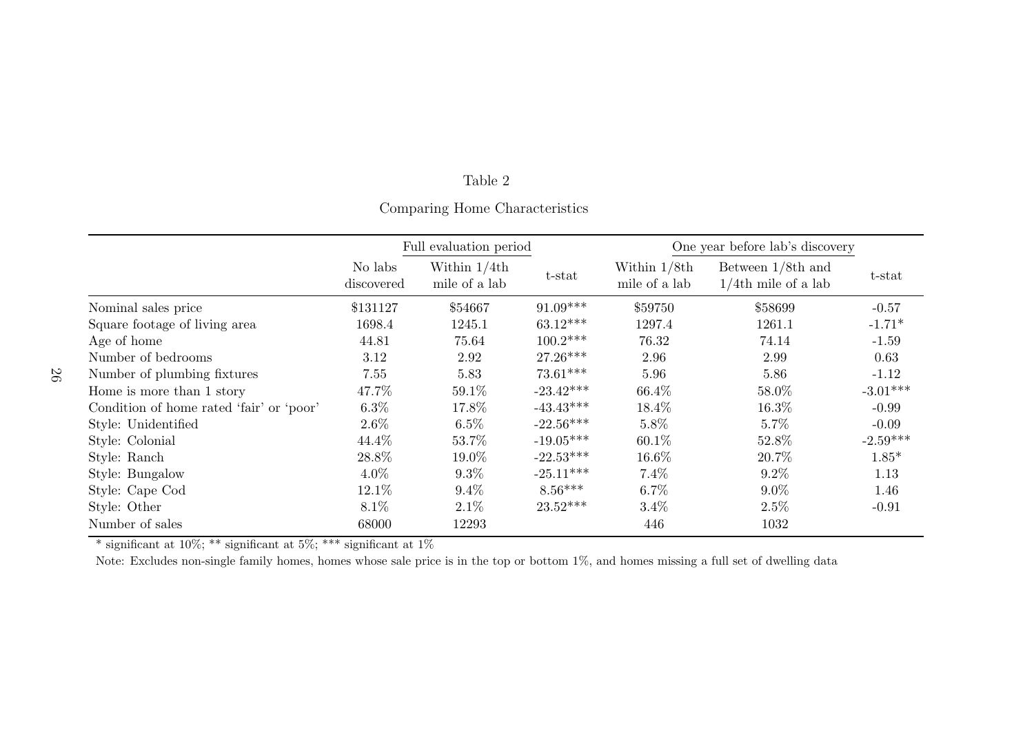Table 2

Comparing Home Characteristics

| | Full evaluation period | | | One year before lab's discovery | | |
|---|---|---|---|---|---|---|
| | No labs discovered | Within 1/4th mile of a lab | t-stat | Within 1/8th mile of a lab | Between 1/8th and 1/4th mile of a lab | t-stat |
| Nominal sales price | \$131127 | \$54667 | 91.09*** | \$59750 | \$58699 | -0.57 |
| Square footage of living area | 1698.4 | 1245.1 | 63.12*** | 1297.4 | 1261.1 | -1.71* |
| Age of home | 44.81 | 75.64 | 100.2*** | 76.32 | 74.14 | -1.59 |
| Number of bedrooms | 3.12 | 2.92 | 27.26*** | 2.96 | 2.99 | 0.63 |
| Number of plumbing fixtures | 7.55 | 5.83 | 73.61*** | 5.96 | 5.86 | -1.12 |
| Home is more than 1 story | 47.7% | 59.1% | -23.42*** | 66.4% | 58.0% | -3.01*** |
| Condition of home rated 'fair' or 'poor' | 6.3% | 17.8% | -43.43*** | 18.4% | 16.3% | -0.99 |
| Style: Unidentified | 2.6% | 6.5% | -22.56*** | 5.8% | 5.7% | -0.09 |
| Style: Colonial | 44.4% | 53.7% | -19.05*** | 60.1% | 52.8% | -2.59*** |
| Style: Ranch | 28.8% | 19.0% | -22.53*** | 16.6% | 20.7% | 1.85* |
| Style: Bungalow | 4.0% | 9.3% | -25.11*** | 7.4% | 9.2% | 1.13 |
| Style: Cape Cod | 12.1% | 9.4% | 8.56*** | 6.7% | 9.0% | 1.46 |
| Style: Other | 8.1% | 2.1% | 23.52*** | 3.4% | 2.5% | -0.91 |
| Number of sales | 68000 | 12293 | | 446 | 1032 | |

* significant at 10%; ** significant at 5%; *** significant at 1%

Note: Excludes non-single family homes, homes whose sale price is in the top or bottom 1%, and homes missing a full set of dwelling data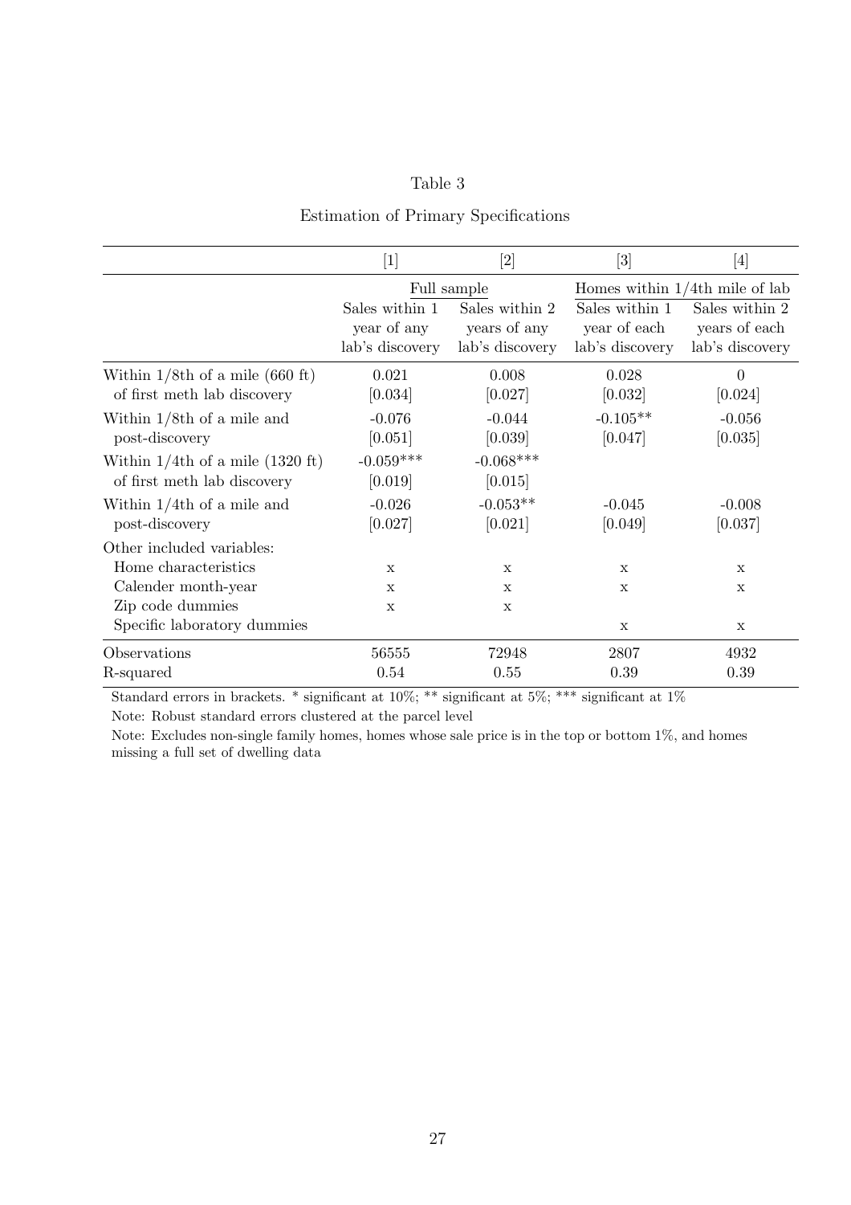Table 3

Estimation of Primary Specifications

| | [1] | [2] | [3] | [4] |
|---|---|---|---|---|
| | Full sample | | Homes within 1/4th mile of lab | |
| | Sales within 1 year of any lab's discovery | Sales within 2 years of any lab's discovery | Sales within 1 year of each lab's discovery | Sales within 2 years of each lab's discovery |
| Within 1/8th of a mile (660 ft) of first meth lab discovery | 0.021 | 0.008 | 0.028 | 0 |
| | [0.034] | [0.027] | [0.032] | [0.024] |
| Within 1/8th of a mile and post-discovery | -0.076 | -0.044 | -0.105** | -0.056 |
| | [0.051] | [0.039] | [0.047] | [0.035] |
| Within 1/4th of a mile (1320 ft) of first meth lab discovery | -0.059*** | -0.068*** | | |
| | [0.019] | [0.015] | | |
| Within 1/4th of a mile and post-discovery | -0.026 | -0.053** | -0.045 | -0.008 |
| | [0.027] | [0.021] | [0.049] | [0.037] |
| Other included variables: | | | | |
| Home characteristics | x | x | x | x |
| Calender month-year | x | x | x | x |
| Zip code dummies | x | x | | |
| Specific laboratory dummies | | | x | x |
| Observations | 56555 | 72948 | 2807 | 4932 |
| R-squared | 0.54 | 0.55 | 0.39 | 0.39 |

Standard errors in brackets. * significant at 10%; ** significant at 5%; *** significant at 1%

Note: Robust standard errors clustered at the parcel level

Note: Excludes non-single family homes, homes whose sale price is in the top or bottom 1%, and homes missing a full set of dwelling data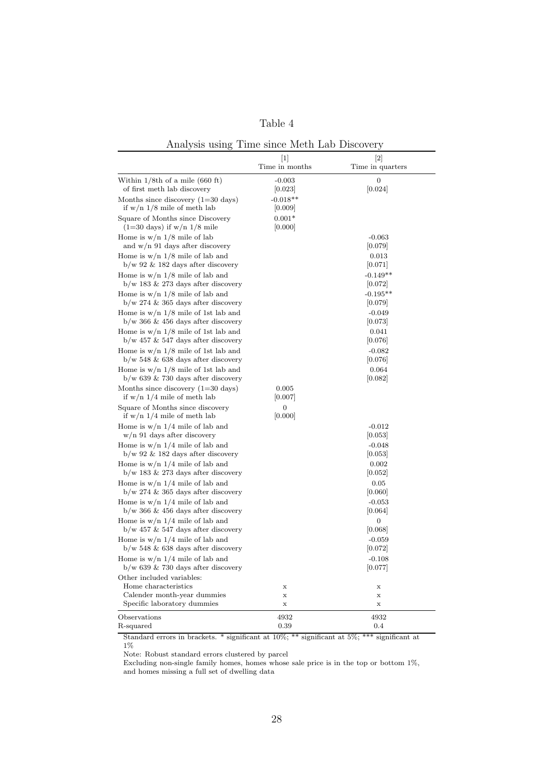Table 4

Analysis using Time since Meth Lab Discovery

| | [1] Time in months | [2] Time in quarters |
|---|---|---|
| Within 1/8th of a mile (660 ft) of first meth lab discovery | -0.003 | 0 |
| | [0.023] | [0.024] |
| Months since discovery (1=30 days) if w/n 1/8 mile of meth lab | -0.018** | |
| | [0.009] | |
| Square of Months since Discovery (1=30 days) if w/n 1/8 mile | 0.001* | |
| | [0.000] | |
| Home is w/n 1/8 mile of lab and w/n 91 days after discovery | | -0.063 |
| | | [0.079] |
| Home is w/n 1/8 mile of lab and b/w 92 & 182 days after discovery | | 0.013 |
| | | [0.071] |
| Home is w/n 1/8 mile of lab and b/w 183 & 273 days after discovery | | -0.149** |
| | | [0.072] |
| Home is w/n 1/8 mile of lab and b/w 274 & 365 days after discovery | | -0.195** |
| | | [0.079] |
| Home is w/n 1/8 mile of 1st lab and b/w 366 & 456 days after discovery | | -0.049 |
| | | [0.073] |
| Home is w/n 1/8 mile of 1st lab and b/w 457 & 547 days after discovery | | 0.041 |
| | | [0.076] |
| Home is w/n 1/8 mile of 1st lab and b/w 548 & 638 days after discovery | | -0.082 |
| | | [0.076] |
| Home is w/n 1/8 mile of 1st lab and b/w 639 & 730 days after discovery | | 0.064 |
| | | [0.082] |
| Months since discovery (1=30 days) if w/n 1/4 mile of meth lab | 0.005 | |
| | [0.007] | |
| Square of Months since discovery if w/n 1/4 mile of meth lab | 0 | |
| | [0.000] | |
| Home is w/n 1/4 mile of lab and w/n 91 days after discovery | | -0.012 |
| | | [0.053] |
| Home is w/n 1/4 mile of lab and b/w 92 & 182 days after discovery | | -0.048 |
| | | [0.053] |
| Home is w/n 1/4 mile of lab and b/w 183 & 273 days after discovery | | 0.002 |
| | | [0.052] |
| Home is w/n 1/4 mile of lab and b/w 274 & 365 days after discovery | | 0.05 |
| | | [0.060] |
| Home is w/n 1/4 mile of lab and b/w 366 & 456 days after discovery | | -0.053 |
| | | [0.064] |
| Home is w/n 1/4 mile of lab and b/w 457 & 547 days after discovery | | 0 |
| | | [0.068] |
| Home is w/n 1/4 mile of lab and b/w 548 & 638 days after discovery | | -0.059 |
| | | [0.072] |
| Home is w/n 1/4 mile of lab and b/w 639 & 730 days after discovery | | -0.108 |
| | | [0.077] |
| Other included variables: | | |
| Home characteristics | x | x |
| Calender month-year dummies | x | x |
| Specific laboratory dummies | x | x |
| Observations | 4932 | 4932 |
| R-squared | 0.39 | 0.4 |

Standard errors in brackets. * significant at 10%; ** significant at 5%; *** significant at 1%

Note: Robust standard errors clustered by parcel

Excluding non-single family homes, homes whose sale price is in the top or bottom 1%, and homes missing a full set of dwelling data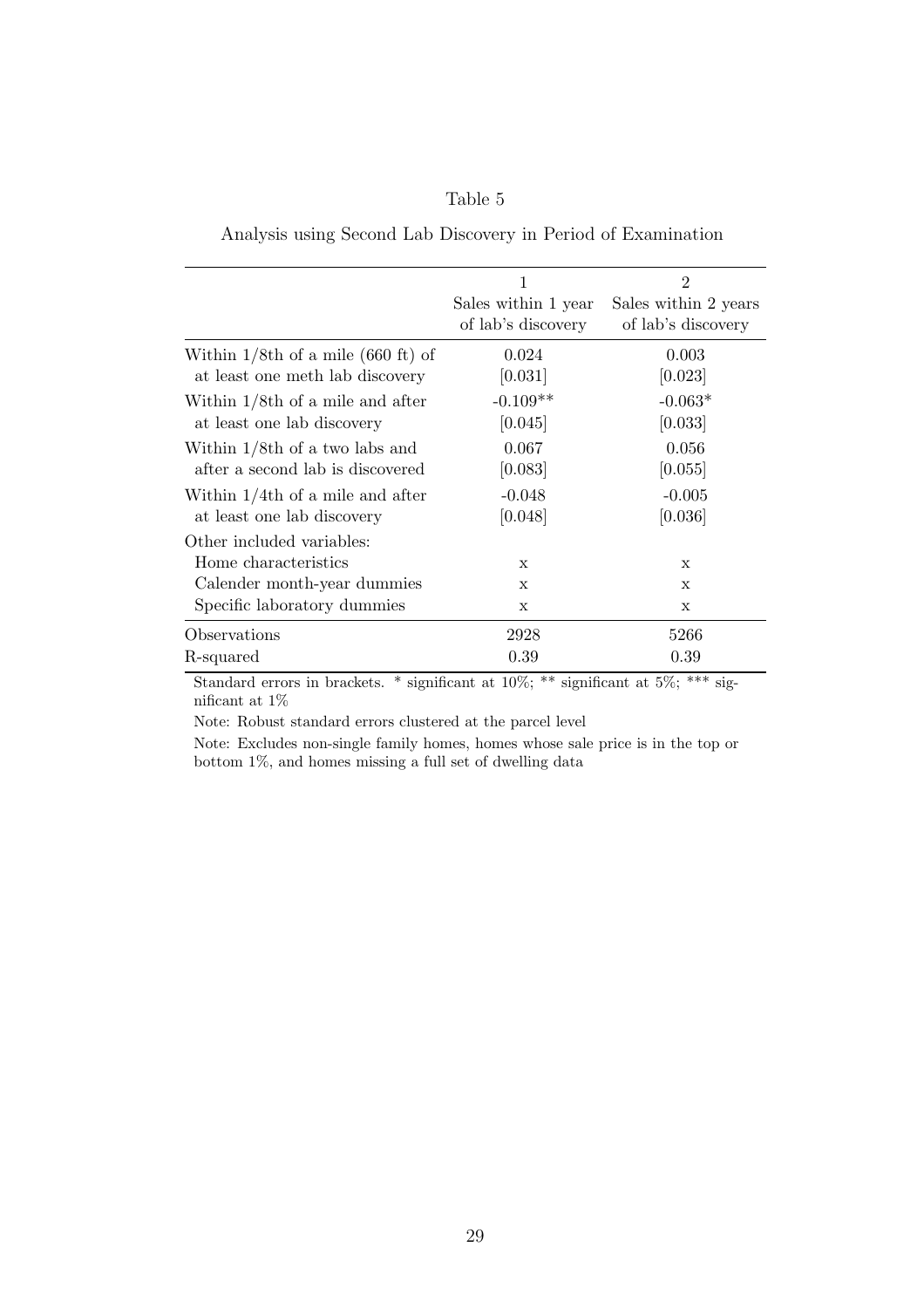Table 5

Analysis using Second Lab Discovery in Period of Examination

| | 1<br>Sales within 1 year of lab's discovery | 2<br>Sales within 2 years of lab's discovery |
|---|---|---|
| Within 1/8th of a mile (660 ft) of at least one meth lab discovery | 0.024<br>[0.031] | 0.003<br>[0.023] |
| Within 1/8th of a mile and after at least one lab discovery | -0.109**<br>[0.045] | -0.063*<br>[0.033] |
| Within 1/8th of a two labs and after a second lab is discovered | 0.067<br>[0.083] | 0.056<br>[0.055] |
| Within 1/4th of a mile and after at least one lab discovery | -0.048<br>[0.048] | -0.005<br>[0.036] |
| Other included variables: | | |
| Home characteristics | x | x |
| Calender month-year dummies | x | x |
| Specific laboratory dummies | x | x |
| Observations | 2928 | 5266 |
| R-squared | 0.39 | 0.39 |

Standard errors in brackets. * significant at 10%; ** significant at 5%; *** significant at 1%

Note: Robust standard errors clustered at the parcel level

Note: Excludes non-single family homes, homes whose sale price is in the top or bottom 1%, and homes missing a full set of dwelling data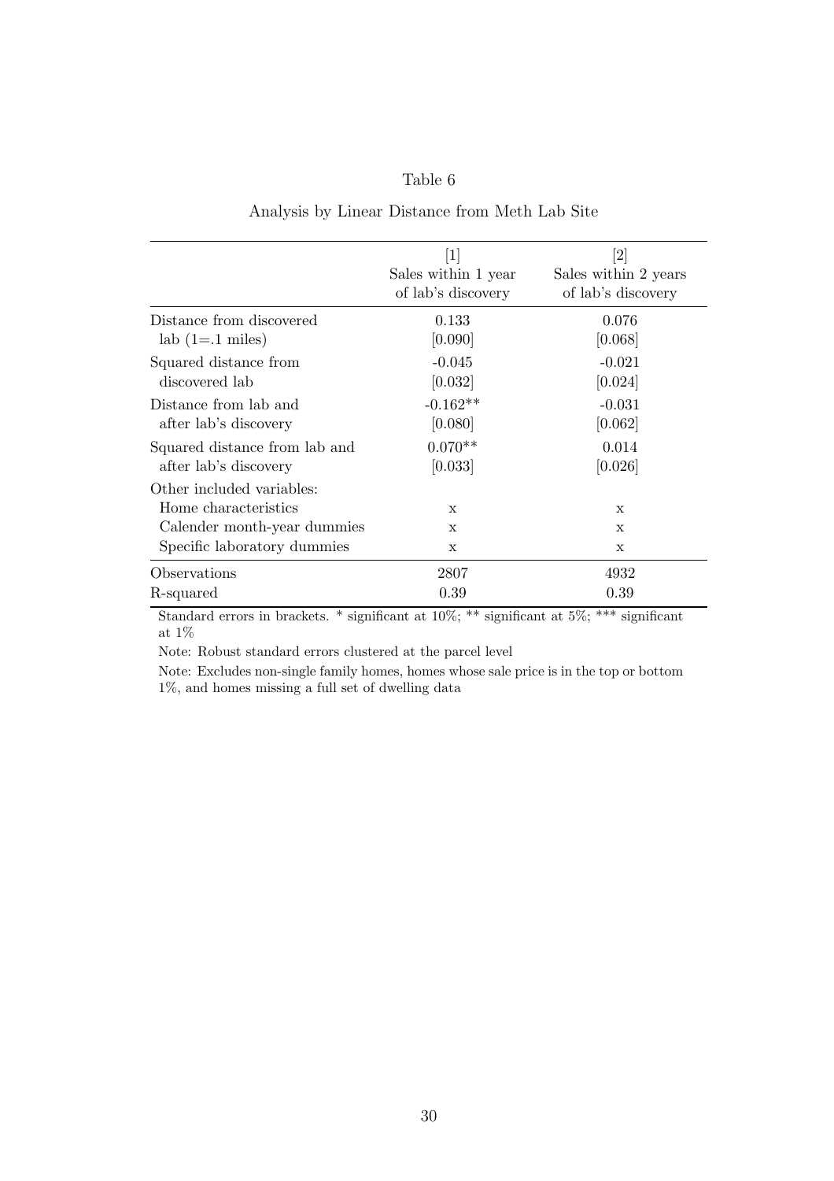Table 6

Analysis by Linear Distance from Meth Lab Site

| | [1] Sales within 1 year of lab's discovery | [2] Sales within 2 years of lab's discovery |
|---|---|---|
| Distance from discovered lab (1=.1 miles) | 0.133 | 0.076 |
| | [0.090] | [0.068] |
| Squared distance from discovered lab | -0.045 | -0.021 |
| | [0.032] | [0.024] |
| Distance from lab and after lab's discovery | -0.162** | -0.031 |
| | [0.080] | [0.062] |
| Squared distance from lab and after lab's discovery | 0.070** | 0.014 |
| | [0.033] | [0.026] |
| Other included variables: | | |
| Home characteristics | x | x |
| Calender month-year dummies | x | x |
| Specific laboratory dummies | x | x |
| Observations | 2807 | 4932 |
| R-squared | 0.39 | 0.39 |

Standard errors in brackets. * significant at 10%; ** significant at 5%; *** significant at 1%

Note: Robust standard errors clustered at the parcel level

Note: Excludes non-single family homes, homes whose sale price is in the top or bottom 1%, and homes missing a full set of dwelling data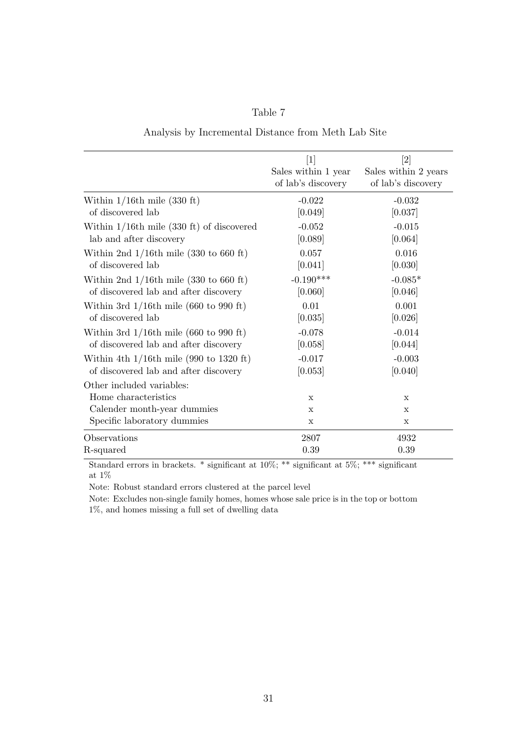Table 7

Analysis by Incremental Distance from Meth Lab Site

| | [1] Sales within 1 year of lab's discovery | [2] Sales within 2 years of lab's discovery |
|---|---|---|
| Within 1/16th mile (330 ft) of discovered lab | -0.022 | -0.032 |
| | [0.049] | [0.037] |
| Within 1/16th mile (330 ft) of discovered lab and after discovery | -0.052 | -0.015 |
| | [0.089] | [0.064] |
| Within 2nd 1/16th mile (330 to 660 ft) of discovered lab | 0.057 | 0.016 |
| | [0.041] | [0.030] |
| Within 2nd 1/16th mile (330 to 660 ft) of discovered lab and after discovery | -0.190*** | -0.085* |
| | [0.060] | [0.046] |
| Within 3rd 1/16th mile (660 to 990 ft) of discovered lab | 0.01 | 0.001 |
| | [0.035] | [0.026] |
| Within 3rd 1/16th mile (660 to 990 ft) of discovered lab and after discovery | -0.078 | -0.014 |
| | [0.058] | [0.044] |
| Within 4th 1/16th mile (990 to 1320 ft) of discovered lab and after discovery | -0.017 | -0.003 |
| | [0.053] | [0.040] |
| Other included variables: | | |
| Home characteristics | x | x |
| Calender month-year dummies | x | x |
| Specific laboratory dummies | x | x |
| Observations | 2807 | 4932 |
| R-squared | 0.39 | 0.39 |

Standard errors in brackets. * significant at 10%; ** significant at 5%; *** significant at 1%

Note: Robust standard errors clustered at the parcel level

Note: Excludes non-single family homes, homes whose sale price is in the top or bottom 1%, and homes missing a full set of dwelling data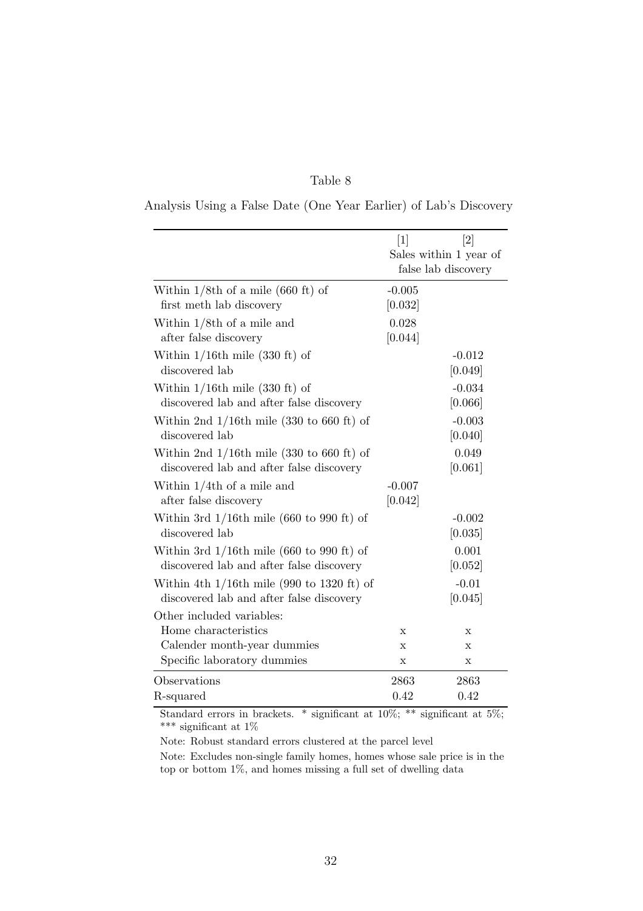Table 8

Analysis Using a False Date (One Year Earlier) of Lab's Discovery

| | [1] | [2] |
|---|---|---|
| | Sales within 1 year of false lab discovery | |
| Within 1/8th of a mile (660 ft) of first meth lab discovery | -0.005<br>[0.032] | |
| Within 1/8th of a mile and after false discovery | 0.028<br>[0.044] | |
| Within 1/16th mile (330 ft) of discovered lab | | -0.012<br>[0.049] |
| Within 1/16th mile (330 ft) of discovered lab and after false discovery | | -0.034<br>[0.066] |
| Within 2nd 1/16th mile (330 to 660 ft) of discovered lab | | -0.003<br>[0.040] |
| Within 2nd 1/16th mile (330 to 660 ft) of discovered lab and after false discovery | | 0.049<br>[0.061] |
| Within 1/4th of a mile and after false discovery | -0.007<br>[0.042] | |
| Within 3rd 1/16th mile (660 to 990 ft) of discovered lab | | -0.002<br>[0.035] |
| Within 3rd 1/16th mile (660 to 990 ft) of discovered lab and after false discovery | | 0.001<br>[0.052] |
| Within 4th 1/16th mile (990 to 1320 ft) of discovered lab and after false discovery | | -0.01<br>[0.045] |
| Other included variables: | | |
| Home characteristics | x | x |
| Calender month-year dummies | x | x |
| Specific laboratory dummies | x | x |
| Observations | 2863 | 2863 |
| R-squared | 0.42 | 0.42 |

Standard errors in brackets. * significant at 10%; ** significant at 5%; *** significant at 1%

Note: Robust standard errors clustered at the parcel level

Note: Excludes non-single family homes, homes whose sale price is in the top or bottom 1%, and homes missing a full set of dwelling data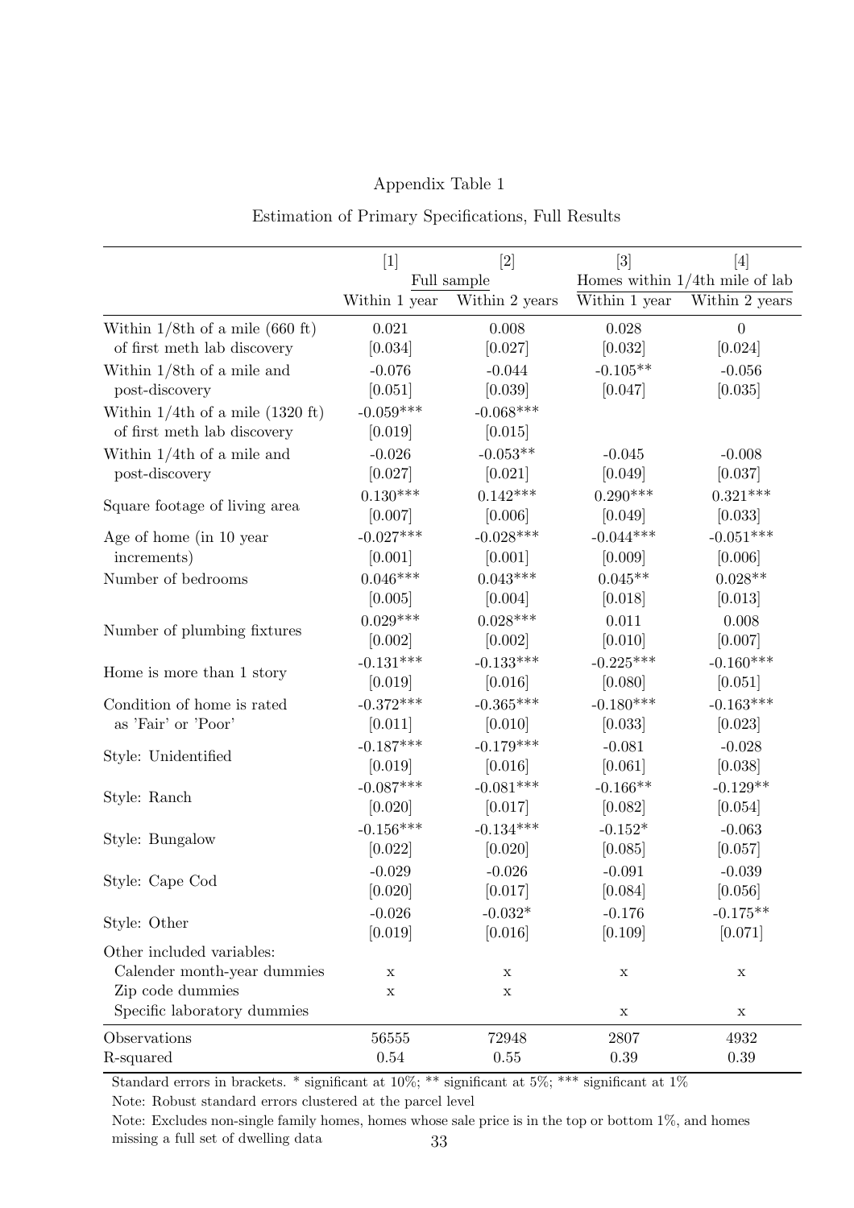Appendix Table 1

Estimation of Primary Specifications, Full Results

| | [1] | [2] | [3] | [4] |
|---|---|---|---|---|
| | Full sample | | Homes within 1/4th mile of lab | |
| | Within 1 year | Within 2 years | Within 1 year | Within 2 years |
| Within 1/8th of a mile (660 ft) of first meth lab discovery | 0.021 | 0.008 | 0.028 | 0 |
| | [0.034] | [0.027] | [0.032] | [0.024] |
| Within 1/8th of a mile and post-discovery | -0.076 | -0.044 | -0.105** | -0.056 |
| | [0.051] | [0.039] | [0.047] | [0.035] |
| Within 1/4th of a mile (1320 ft) of first meth lab discovery | -0.059*** | -0.068*** | | |
| | [0.019] | [0.015] | | |
| Within 1/4th of a mile and post-discovery | -0.026 | -0.053** | -0.045 | -0.008 |
| | [0.027] | [0.021] | [0.049] | [0.037] |
| Square footage of living area | 0.130*** | 0.142*** | 0.290*** | 0.321*** |
| | [0.007] | [0.006] | [0.049] | [0.033] |
| Age of home (in 10 year increments) | -0.027*** | -0.028*** | -0.044*** | -0.051*** |
| | [0.001] | [0.001] | [0.009] | [0.006] |
| Number of bedrooms | 0.046*** | 0.043*** | 0.045** | 0.028** |
| | [0.005] | [0.004] | [0.018] | [0.013] |
| Number of plumbing fixtures | 0.029*** | 0.028*** | 0.011 | 0.008 |
| | [0.002] | [0.002] | [0.010] | [0.007] |
| Home is more than 1 story | -0.131*** | -0.133*** | -0.225*** | -0.160*** |
| | [0.019] | [0.016] | [0.080] | [0.051] |
| Condition of home is rated as 'Fair' or 'Poor' | -0.372*** | -0.365*** | -0.180*** | -0.163*** |
| | [0.011] | [0.010] | [0.033] | [0.023] |
| Style: Unidentified | -0.187*** | -0.179*** | -0.081 | -0.028 |
| | [0.019] | [0.016] | [0.061] | [0.038] |
| Style: Ranch | -0.087*** | -0.081*** | -0.166** | -0.129** |
| | [0.020] | [0.017] | [0.082] | [0.054] |
| Style: Bungalow | -0.156*** | -0.134*** | -0.152* | -0.063 |
| | [0.022] | [0.020] | [0.085] | [0.057] |
| Style: Cape Cod | -0.029 | -0.026 | -0.091 | -0.039 |
| | [0.020] | [0.017] | [0.084] | [0.056] |
| Style: Other | -0.026 | -0.032* | -0.176 | -0.175** |
| | [0.019] | [0.016] | [0.109] | [0.071] |
| Other included variables: | | | | |
| Calender month-year dummies | x | x | x | x |
| Zip code dummies | x | x | | |
| Specific laboratory dummies | | | x | x |
| Observations | 56555 | 72948 | 2807 | 4932 |
| R-squared | 0.54 | 0.55 | 0.39 | 0.39 |

Standard errors in brackets. * significant at 10%; ** significant at 5%; *** significant at 1%

Note: Robust standard errors clustered at the parcel level

Note: Excludes non-single family homes, homes whose sale price is in the top or bottom 1%, and homes missing a full set of dwelling data